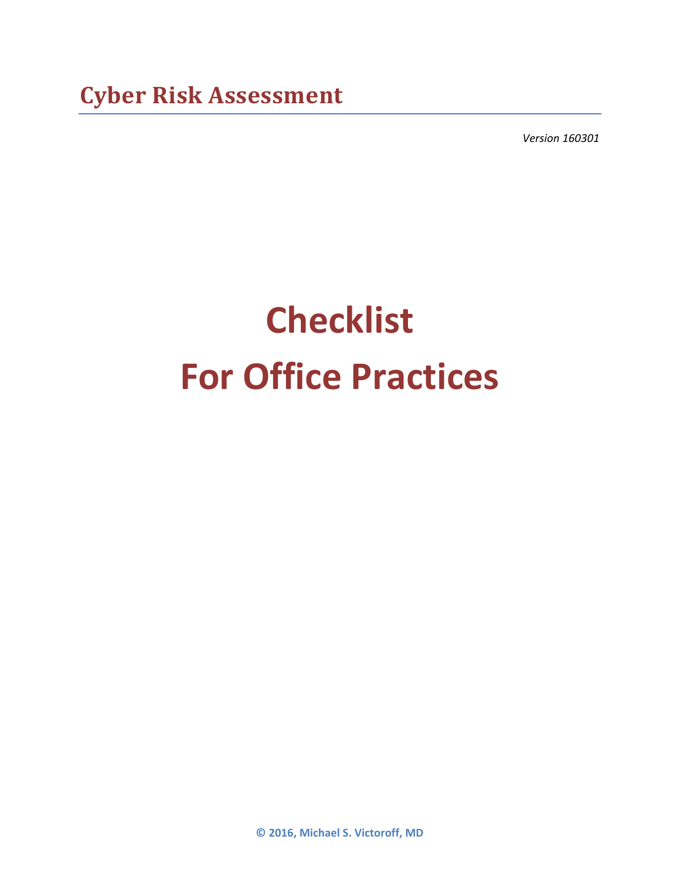# Cyber Risk Assessment

*Version 160301*

# Checklist
# For Office Practices

**© 2016, Michael S. Victoroff, MD**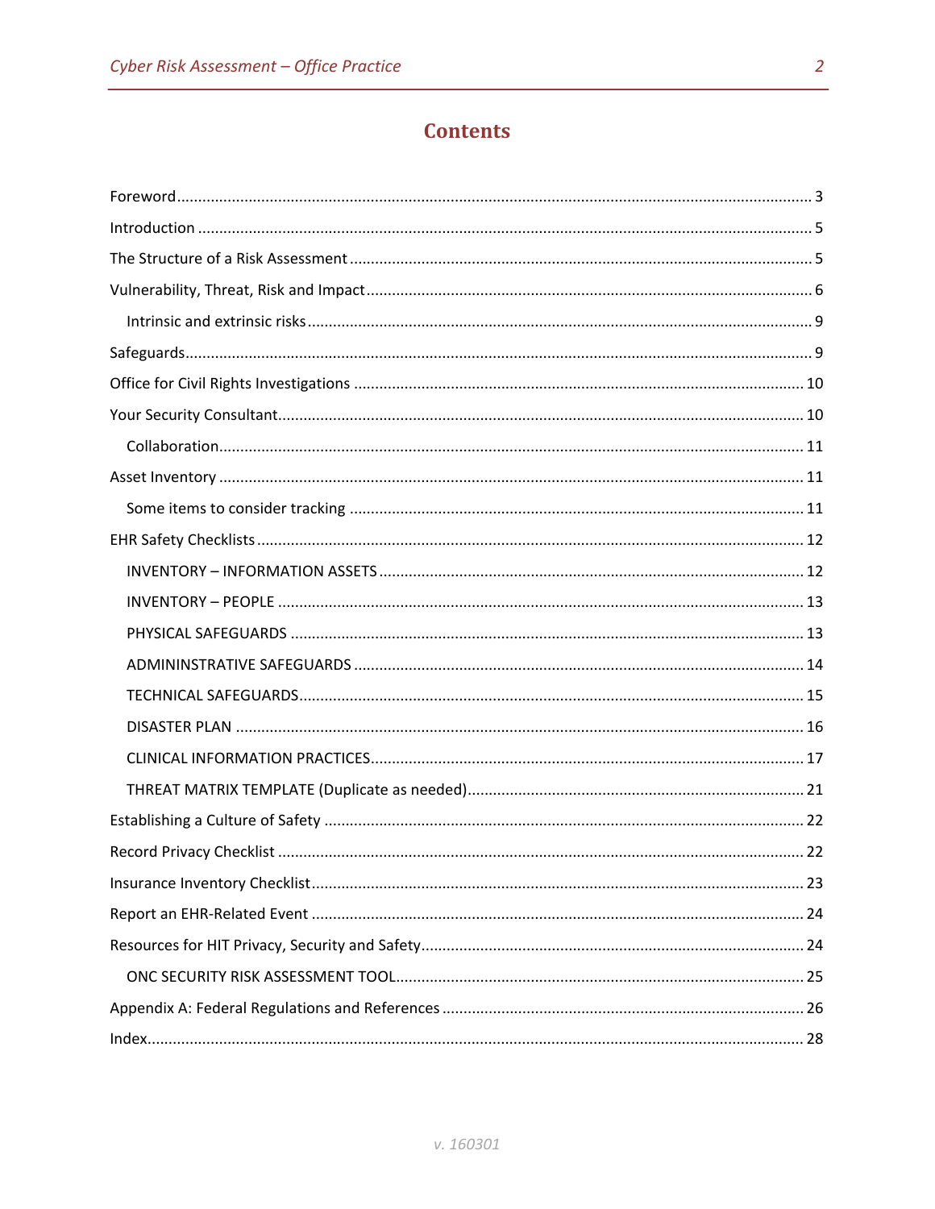# Contents

Foreword ..... 3

Introduction ..... 5

The Structure of a Risk Assessment ..... 5

Vulnerability, Threat, Risk and Impact ..... 6

- Intrinsic and extrinsic risks ..... 9

Safeguards ..... 9

Office for Civil Rights Investigations ..... 10

Your Security Consultant ..... 10

- Collaboration ..... 11

Asset Inventory ..... 11

- Some items to consider tracking ..... 11

EHR Safety Checklists ..... 12

- INVENTORY – INFORMATION ASSETS ..... 12
- INVENTORY – PEOPLE ..... 13
- PHYSICAL SAFEGUARDS ..... 13
- ADMININSTRATIVE SAFEGUARDS ..... 14
- TECHNICAL SAFEGUARDS ..... 15
- DISASTER PLAN ..... 16
- CLINICAL INFORMATION PRACTICES ..... 17
- THREAT MATRIX TEMPLATE (Duplicate as needed) ..... 21

Establishing a Culture of Safety ..... 22

Record Privacy Checklist ..... 22

Insurance Inventory Checklist ..... 23

Report an EHR-Related Event ..... 24

Resources for HIT Privacy, Security and Safety ..... 24

- ONC SECURITY RISK ASSESSMENT TOOL ..... 25

Appendix A: Federal Regulations and References ..... 26

Index ..... 28

v. 160301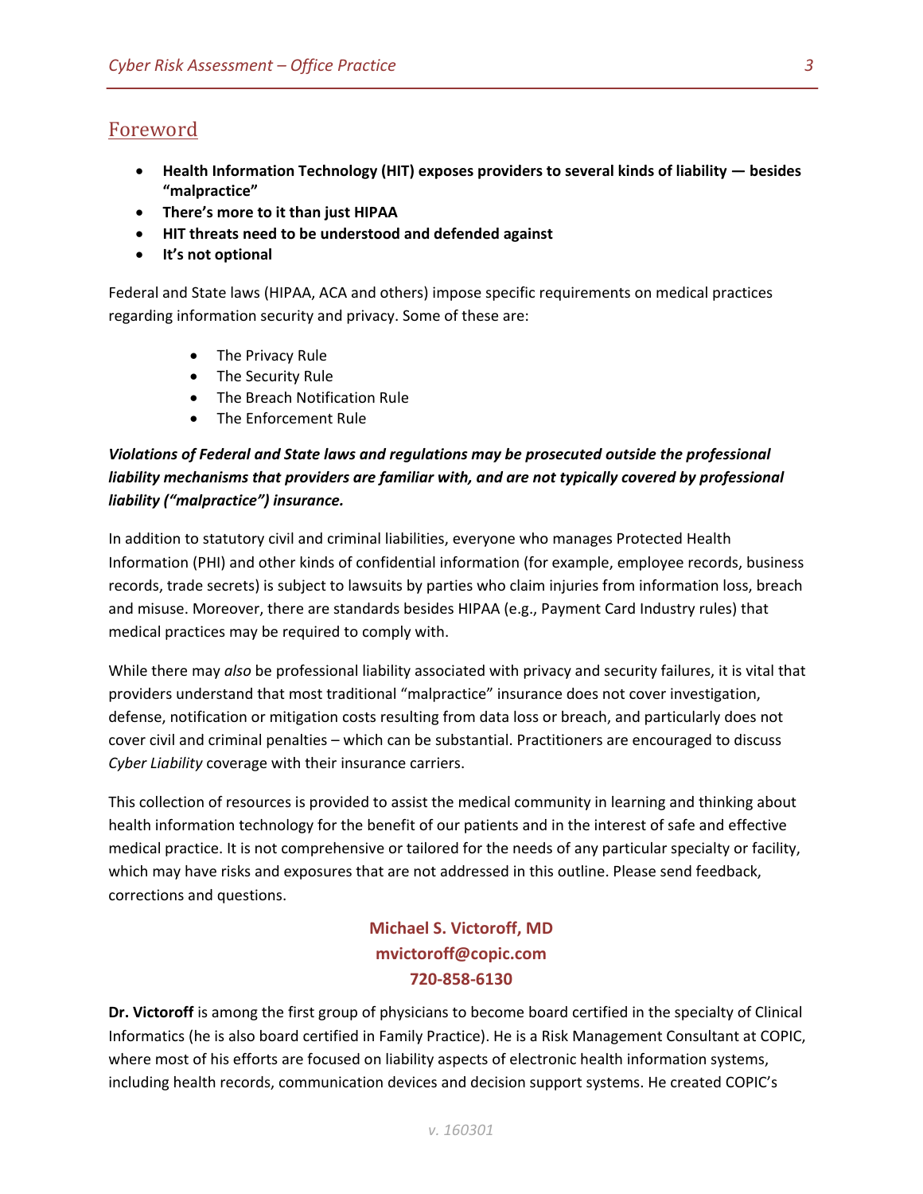## Foreword

- **Health Information Technology (HIT) exposes providers to several kinds of liability — besides "malpractice"**
- **There's more to it than just HIPAA**
- **HIT threats need to be understood and defended against**
- **It's not optional**

Federal and State laws (HIPAA, ACA and others) impose specific requirements on medical practices regarding information security and privacy. Some of these are:

- The Privacy Rule
- The Security Rule
- The Breach Notification Rule
- The Enforcement Rule

***Violations of Federal and State laws and regulations may be prosecuted outside the professional liability mechanisms that providers are familiar with, and are not typically covered by professional liability ("malpractice") insurance.***

In addition to statutory civil and criminal liabilities, everyone who manages Protected Health Information (PHI) and other kinds of confidential information (for example, employee records, business records, trade secrets) is subject to lawsuits by parties who claim injuries from information loss, breach and misuse. Moreover, there are standards besides HIPAA (e.g., Payment Card Industry rules) that medical practices may be required to comply with.

While there may *also* be professional liability associated with privacy and security failures, it is vital that providers understand that most traditional "malpractice" insurance does not cover investigation, defense, notification or mitigation costs resulting from data loss or breach, and particularly does not cover civil and criminal penalties – which can be substantial. Practitioners are encouraged to discuss *Cyber Liability* coverage with their insurance carriers.

This collection of resources is provided to assist the medical community in learning and thinking about health information technology for the benefit of our patients and in the interest of safe and effective medical practice. It is not comprehensive or tailored for the needs of any particular specialty or facility, which may have risks and exposures that are not addressed in this outline. Please send feedback, corrections and questions.

**Michael S. Victoroff, MD**
**mvictoroff@copic.com**
**720-858-6130**

**Dr. Victoroff** is among the first group of physicians to become board certified in the specialty of Clinical Informatics (he is also board certified in Family Practice). He is a Risk Management Consultant at COPIC, where most of his efforts are focused on liability aspects of electronic health information systems, including health records, communication devices and decision support systems. He created COPIC's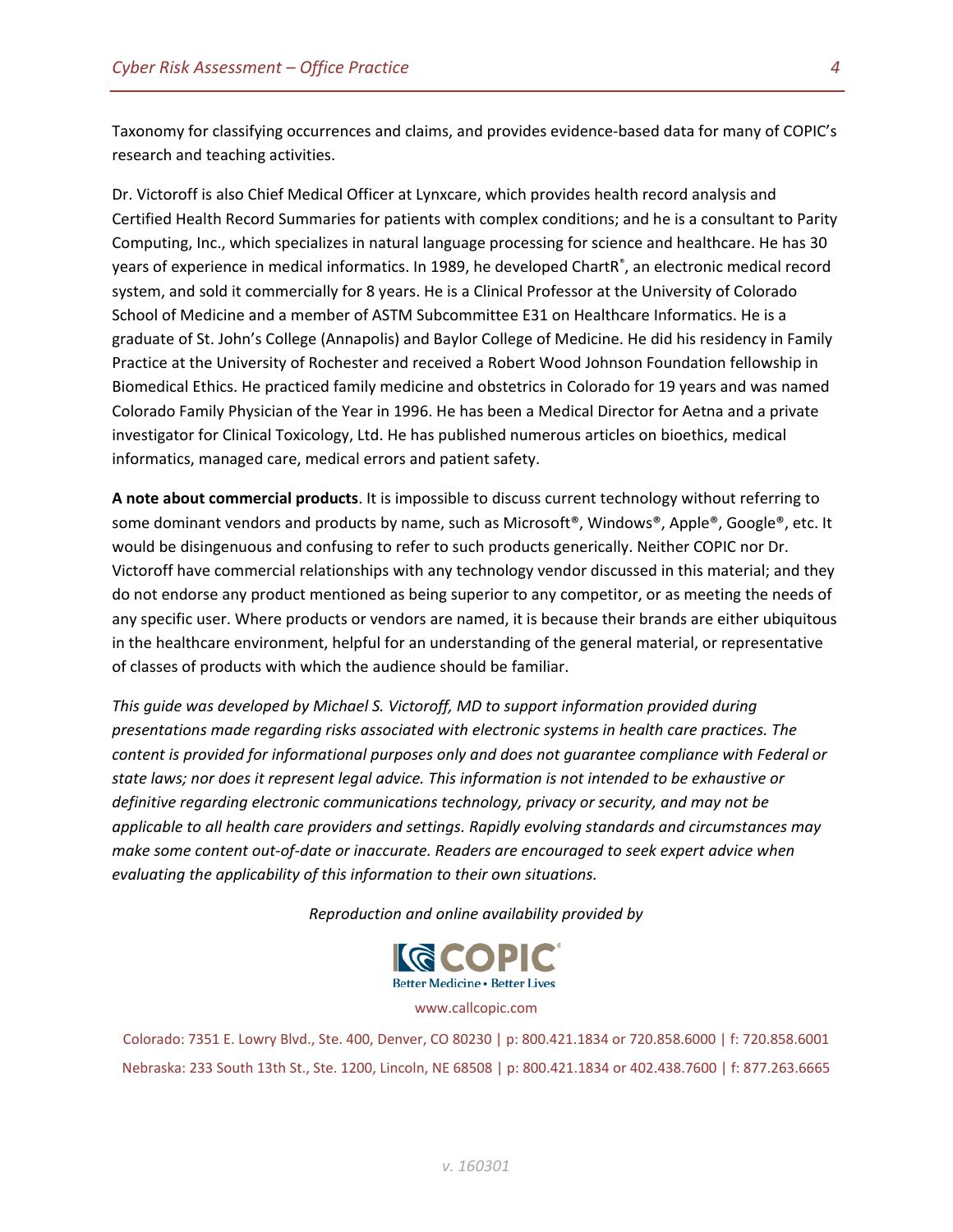Taxonomy for classifying occurrences and claims, and provides evidence-based data for many of COPIC's research and teaching activities.

Dr. Victoroff is also Chief Medical Officer at Lynxcare, which provides health record analysis and Certified Health Record Summaries for patients with complex conditions; and he is a consultant to Parity Computing, Inc., which specializes in natural language processing for science and healthcare. He has 30 years of experience in medical informatics. In 1989, he developed ChartR®, an electronic medical record system, and sold it commercially for 8 years. He is a Clinical Professor at the University of Colorado School of Medicine and a member of ASTM Subcommittee E31 on Healthcare Informatics. He is a graduate of St. John's College (Annapolis) and Baylor College of Medicine. He did his residency in Family Practice at the University of Rochester and received a Robert Wood Johnson Foundation fellowship in Biomedical Ethics. He practiced family medicine and obstetrics in Colorado for 19 years and was named Colorado Family Physician of the Year in 1996. He has been a Medical Director for Aetna and a private investigator for Clinical Toxicology, Ltd. He has published numerous articles on bioethics, medical informatics, managed care, medical errors and patient safety.

**A note about commercial products**. It is impossible to discuss current technology without referring to some dominant vendors and products by name, such as Microsoft®, Windows®, Apple®, Google®, etc. It would be disingenuous and confusing to refer to such products generically. Neither COPIC nor Dr. Victoroff have commercial relationships with any technology vendor discussed in this material; and they do not endorse any product mentioned as being superior to any competitor, or as meeting the needs of any specific user. Where products or vendors are named, it is because their brands are either ubiquitous in the healthcare environment, helpful for an understanding of the general material, or representative of classes of products with which the audience should be familiar.

*This guide was developed by Michael S. Victoroff, MD to support information provided during presentations made regarding risks associated with electronic systems in health care practices. The content is provided for informational purposes only and does not guarantee compliance with Federal or state laws; nor does it represent legal advice. This information is not intended to be exhaustive or definitive regarding electronic communications technology, privacy or security, and may not be applicable to all health care providers and settings. Rapidly evolving standards and circumstances may make some content out-of-date or inaccurate. Readers are encouraged to seek expert advice when evaluating the applicability of this information to their own situations.*

*Reproduction and online availability provided by*

COPIC®
Better Medicine • Better Lives

www.callcopic.com

Colorado: 7351 E. Lowry Blvd., Ste. 400, Denver, CO 80230 | p: 800.421.1834 or 720.858.6000 | f: 720.858.6001

Nebraska: 233 South 13th St., Ste. 1200, Lincoln, NE 68508 | p: 800.421.1834 or 402.438.7600 | f: 877.263.6665

*v. 160301*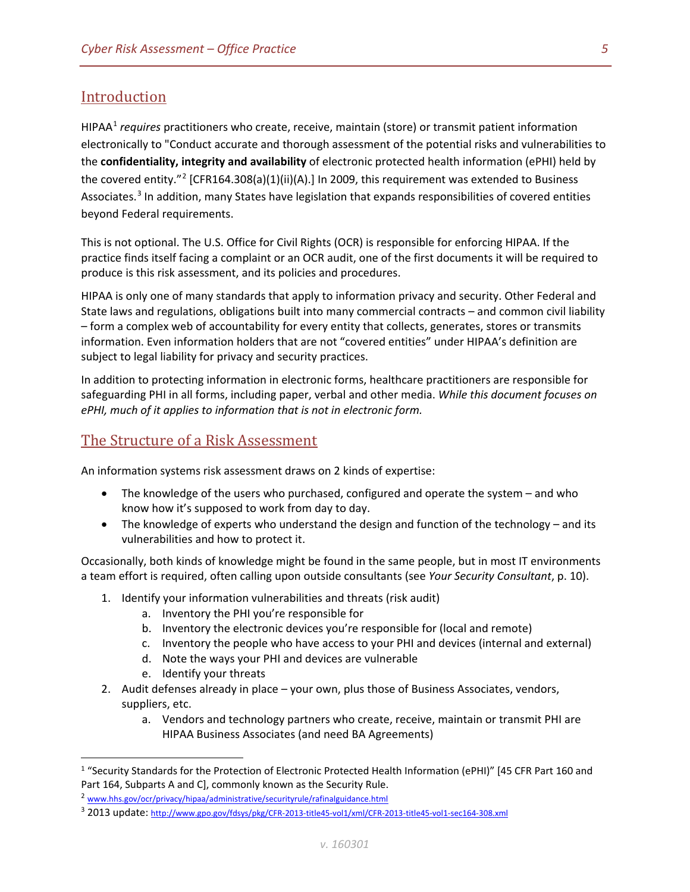## Introduction

HIPAA[1] *requires* practitioners who create, receive, maintain (store) or transmit patient information electronically to "Conduct accurate and thorough assessment of the potential risks and vulnerabilities to the **confidentiality, integrity and availability** of electronic protected health information (ePHI) held by the covered entity."[2] [CFR164.308(a)(1)(ii)(A).] In 2009, this requirement was extended to Business Associates.[3] In addition, many States have legislation that expands responsibilities of covered entities beyond Federal requirements.

This is not optional. The U.S. Office for Civil Rights (OCR) is responsible for enforcing HIPAA. If the practice finds itself facing a complaint or an OCR audit, one of the first documents it will be required to produce is this risk assessment, and its policies and procedures.

HIPAA is only one of many standards that apply to information privacy and security. Other Federal and State laws and regulations, obligations built into many commercial contracts – and common civil liability – form a complex web of accountability for every entity that collects, generates, stores or transmits information. Even information holders that are not "covered entities" under HIPAA's definition are subject to legal liability for privacy and security practices.

In addition to protecting information in electronic forms, healthcare practitioners are responsible for safeguarding PHI in all forms, including paper, verbal and other media. *While this document focuses on ePHI, much of it applies to information that is not in electronic form.*

## The Structure of a Risk Assessment

An information systems risk assessment draws on 2 kinds of expertise:

- The knowledge of the users who purchased, configured and operate the system – and who know how it's supposed to work from day to day.
- The knowledge of experts who understand the design and function of the technology – and its vulnerabilities and how to protect it.

Occasionally, both kinds of knowledge might be found in the same people, but in most IT environments a team effort is required, often calling upon outside consultants (see *Your Security Consultant*, p. 10).

1. Identify your information vulnerabilities and threats (risk audit)
    a. Inventory the PHI you're responsible for
    b. Inventory the electronic devices you're responsible for (local and remote)
    c. Inventory the people who have access to your PHI and devices (internal and external)
    d. Note the ways your PHI and devices are vulnerable
    e. Identify your threats
2. Audit defenses already in place – your own, plus those of Business Associates, vendors, suppliers, etc.
    a. Vendors and technology partners who create, receive, maintain or transmit PHI are HIPAA Business Associates (and need BA Agreements)

---

[1] "Security Standards for the Protection of Electronic Protected Health Information (ePHI)" [45 CFR Part 160 and Part 164, Subparts A and C], commonly known as the Security Rule.

[2] www.hhs.gov/ocr/privacy/hipaa/administrative/securityrule/rafinalguidance.html

[3] 2013 update: http://www.gpo.gov/fdsys/pkg/CFR-2013-title45-vol1/xml/CFR-2013-title45-vol1-sec164-308.xml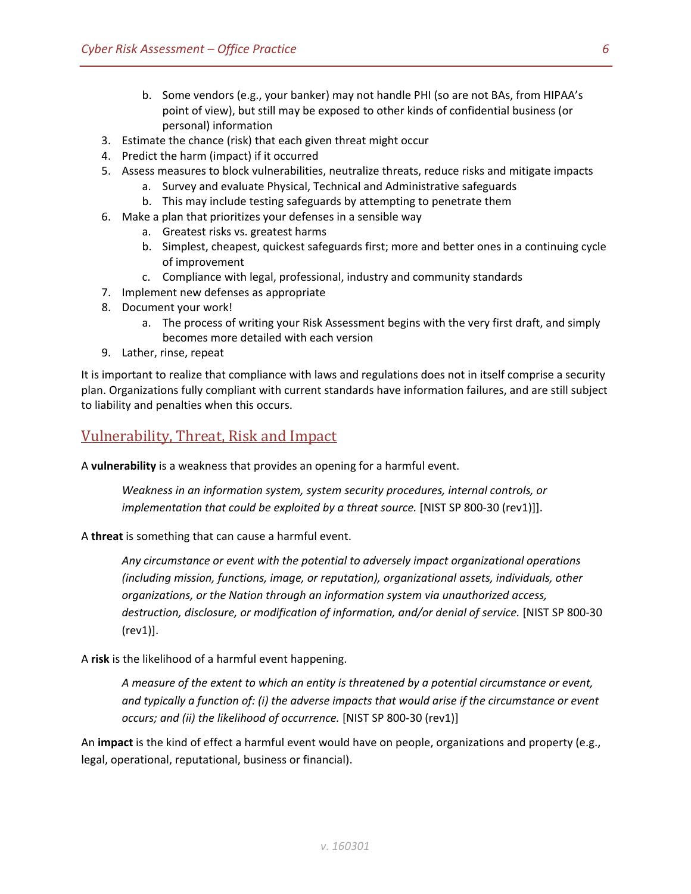b. Some vendors (e.g., your banker) may not handle PHI (so are not BAs, from HIPAA's point of view), but still may be exposed to other kinds of confidential business (or personal) information
3. Estimate the chance (risk) that each given threat might occur
4. Predict the harm (impact) if it occurred
5. Assess measures to block vulnerabilities, neutralize threats, reduce risks and mitigate impacts
    a. Survey and evaluate Physical, Technical and Administrative safeguards
    b. This may include testing safeguards by attempting to penetrate them
6. Make a plan that prioritizes your defenses in a sensible way
    a. Greatest risks vs. greatest harms
    b. Simplest, cheapest, quickest safeguards first; more and better ones in a continuing cycle of improvement
    c. Compliance with legal, professional, industry and community standards
7. Implement new defenses as appropriate
8. Document your work!
    a. The process of writing your Risk Assessment begins with the very first draft, and simply becomes more detailed with each version
9. Lather, rinse, repeat

It is important to realize that compliance with laws and regulations does not in itself comprise a security plan. Organizations fully compliant with current standards have information failures, and are still subject to liability and penalties when this occurs.

## Vulnerability, Threat, Risk and Impact

A **vulnerability** is a weakness that provides an opening for a harmful event.

> *Weakness in an information system, system security procedures, internal controls, or implementation that could be exploited by a threat source.* [NIST SP 800-30 (rev1)]].

A **threat** is something that can cause a harmful event.

> *Any circumstance or event with the potential to adversely impact organizational operations (including mission, functions, image, or reputation), organizational assets, individuals, other organizations, or the Nation through an information system via unauthorized access, destruction, disclosure, or modification of information, and/or denial of service.* [NIST SP 800-30 (rev1)].

A **risk** is the likelihood of a harmful event happening.

> *A measure of the extent to which an entity is threatened by a potential circumstance or event, and typically a function of: (i) the adverse impacts that would arise if the circumstance or event occurs; and (ii) the likelihood of occurrence.* [NIST SP 800-30 (rev1)]

An **impact** is the kind of effect a harmful event would have on people, organizations and property (e.g., legal, operational, reputational, business or financial).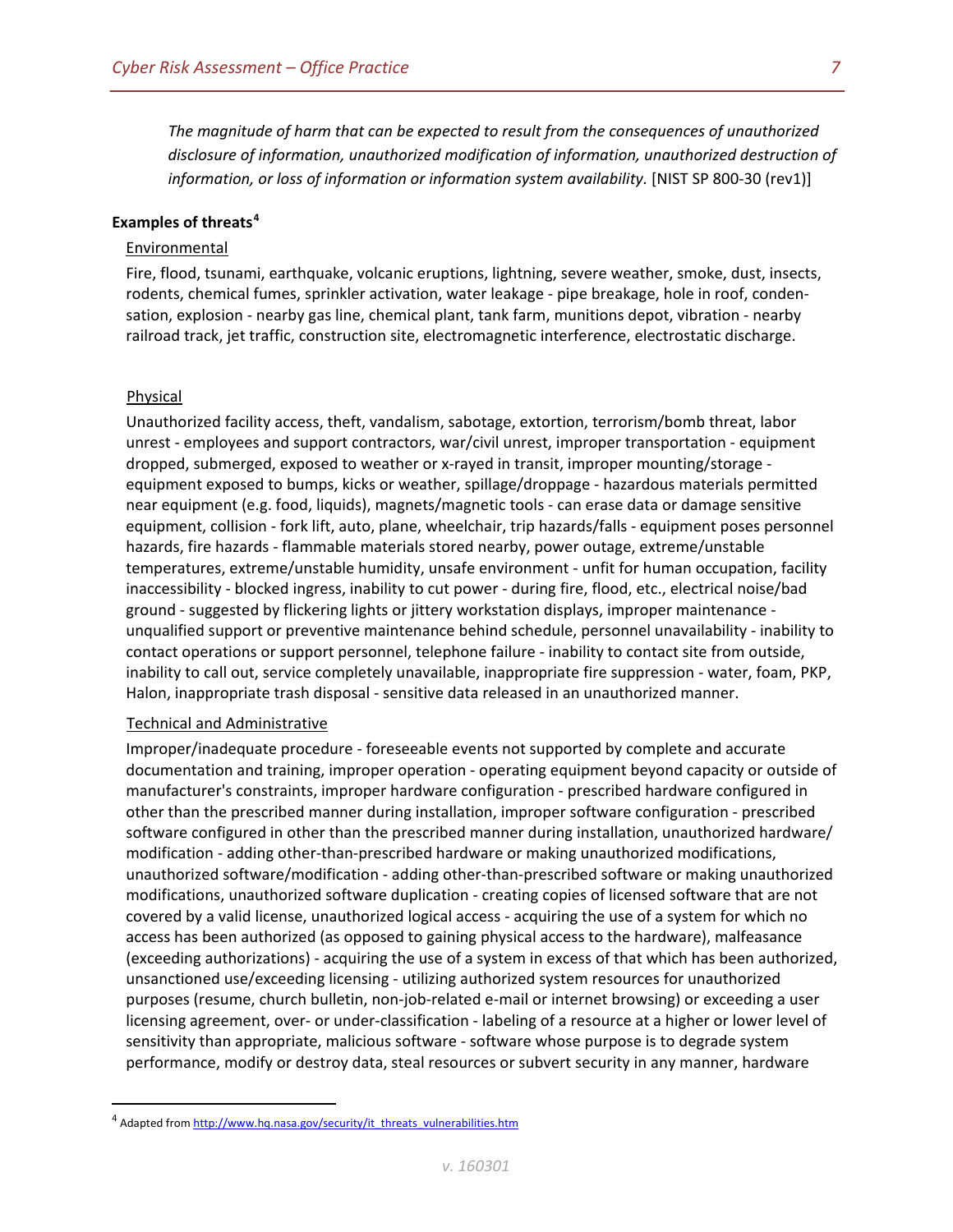*The magnitude of harm that can be expected to result from the consequences of unauthorized disclosure of information, unauthorized modification of information, unauthorized destruction of information, or loss of information or information system availability.* [NIST SP 800-30 (rev1)]

**Examples of threats**[4]

Environmental

Fire, flood, tsunami, earthquake, volcanic eruptions, lightning, severe weather, smoke, dust, insects, rodents, chemical fumes, sprinkler activation, water leakage - pipe breakage, hole in roof, condensation, explosion - nearby gas line, chemical plant, tank farm, munitions depot, vibration - nearby railroad track, jet traffic, construction site, electromagnetic interference, electrostatic discharge.

Physical

Unauthorized facility access, theft, vandalism, sabotage, extortion, terrorism/bomb threat, labor unrest - employees and support contractors, war/civil unrest, improper transportation - equipment dropped, submerged, exposed to weather or x-rayed in transit, improper mounting/storage - equipment exposed to bumps, kicks or weather, spillage/droppage - hazardous materials permitted near equipment (e.g. food, liquids), magnets/magnetic tools - can erase data or damage sensitive equipment, collision - fork lift, auto, plane, wheelchair, trip hazards/falls - equipment poses personnel hazards, fire hazards - flammable materials stored nearby, power outage, extreme/unstable temperatures, extreme/unstable humidity, unsafe environment - unfit for human occupation, facility inaccessibility - blocked ingress, inability to cut power - during fire, flood, etc., electrical noise/bad ground - suggested by flickering lights or jittery workstation displays, improper maintenance - unqualified support or preventive maintenance behind schedule, personnel unavailability - inability to contact operations or support personnel, telephone failure - inability to contact site from outside, inability to call out, service completely unavailable, inappropriate fire suppression - water, foam, PKP, Halon, inappropriate trash disposal - sensitive data released in an unauthorized manner.

Technical and Administrative

Improper/inadequate procedure - foreseeable events not supported by complete and accurate documentation and training, improper operation - operating equipment beyond capacity or outside of manufacturer's constraints, improper hardware configuration - prescribed hardware configured in other than the prescribed manner during installation, improper software configuration - prescribed software configured in other than the prescribed manner during installation, unauthorized hardware/modification - adding other-than-prescribed hardware or making unauthorized modifications, unauthorized software/modification - adding other-than-prescribed software or making unauthorized modifications, unauthorized software duplication - creating copies of licensed software that are not covered by a valid license, unauthorized logical access - acquiring the use of a system for which no access has been authorized (as opposed to gaining physical access to the hardware), malfeasance (exceeding authorizations) - acquiring the use of a system in excess of that which has been authorized, unsanctioned use/exceeding licensing - utilizing authorized system resources for unauthorized purposes (resume, church bulletin, non-job-related e-mail or internet browsing) or exceeding a user licensing agreement, over- or under-classification - labeling of a resource at a higher or lower level of sensitivity than appropriate, malicious software - software whose purpose is to degrade system performance, modify or destroy data, steal resources or subvert security in any manner, hardware

[4] Adapted from http://www.hq.nasa.gov/security/it_threats_vulnerabilities.htm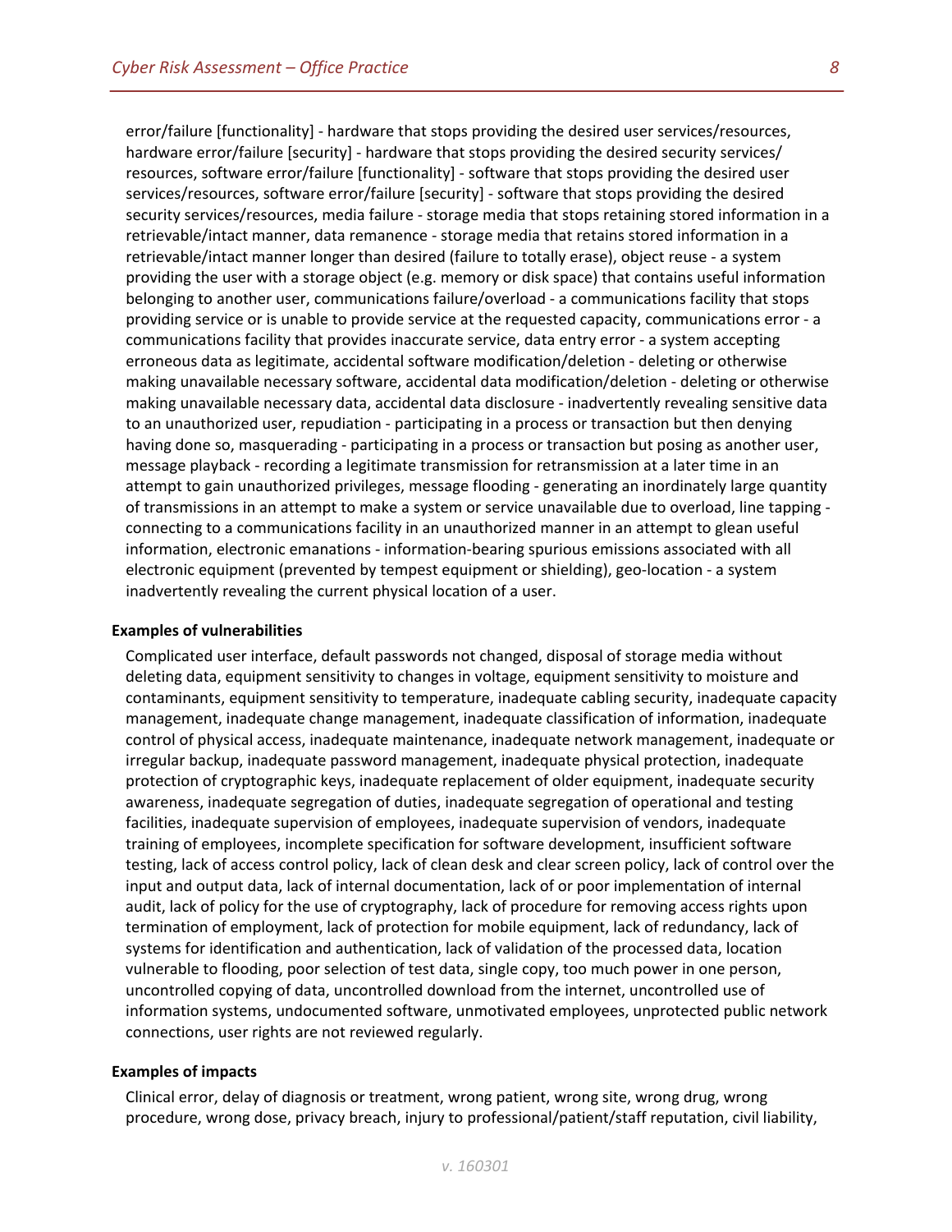error/failure [functionality] - hardware that stops providing the desired user services/resources, hardware error/failure [security] - hardware that stops providing the desired security services/ resources, software error/failure [functionality] - software that stops providing the desired user services/resources, software error/failure [security] - software that stops providing the desired security services/resources, media failure - storage media that stops retaining stored information in a retrievable/intact manner, data remanence - storage media that retains stored information in a retrievable/intact manner longer than desired (failure to totally erase), object reuse - a system providing the user with a storage object (e.g. memory or disk space) that contains useful information belonging to another user, communications failure/overload - a communications facility that stops providing service or is unable to provide service at the requested capacity, communications error - a communications facility that provides inaccurate service, data entry error - a system accepting erroneous data as legitimate, accidental software modification/deletion - deleting or otherwise making unavailable necessary software, accidental data modification/deletion - deleting or otherwise making unavailable necessary data, accidental data disclosure - inadvertently revealing sensitive data to an unauthorized user, repudiation - participating in a process or transaction but then denying having done so, masquerading - participating in a process or transaction but posing as another user, message playback - recording a legitimate transmission for retransmission at a later time in an attempt to gain unauthorized privileges, message flooding - generating an inordinately large quantity of transmissions in an attempt to make a system or service unavailable due to overload, line tapping - connecting to a communications facility in an unauthorized manner in an attempt to glean useful information, electronic emanations - information-bearing spurious emissions associated with all electronic equipment (prevented by tempest equipment or shielding), geo-location - a system inadvertently revealing the current physical location of a user.

**Examples of vulnerabilities**

Complicated user interface, default passwords not changed, disposal of storage media without deleting data, equipment sensitivity to changes in voltage, equipment sensitivity to moisture and contaminants, equipment sensitivity to temperature, inadequate cabling security, inadequate capacity management, inadequate change management, inadequate classification of information, inadequate control of physical access, inadequate maintenance, inadequate network management, inadequate or irregular backup, inadequate password management, inadequate physical protection, inadequate protection of cryptographic keys, inadequate replacement of older equipment, inadequate security awareness, inadequate segregation of duties, inadequate segregation of operational and testing facilities, inadequate supervision of employees, inadequate supervision of vendors, inadequate training of employees, incomplete specification for software development, insufficient software testing, lack of access control policy, lack of clean desk and clear screen policy, lack of control over the input and output data, lack of internal documentation, lack of or poor implementation of internal audit, lack of policy for the use of cryptography, lack of procedure for removing access rights upon termination of employment, lack of protection for mobile equipment, lack of redundancy, lack of systems for identification and authentication, lack of validation of the processed data, location vulnerable to flooding, poor selection of test data, single copy, too much power in one person, uncontrolled copying of data, uncontrolled download from the internet, uncontrolled use of information systems, undocumented software, unmotivated employees, unprotected public network connections, user rights are not reviewed regularly.

**Examples of impacts**

Clinical error, delay of diagnosis or treatment, wrong patient, wrong site, wrong drug, wrong procedure, wrong dose, privacy breach, injury to professional/patient/staff reputation, civil liability,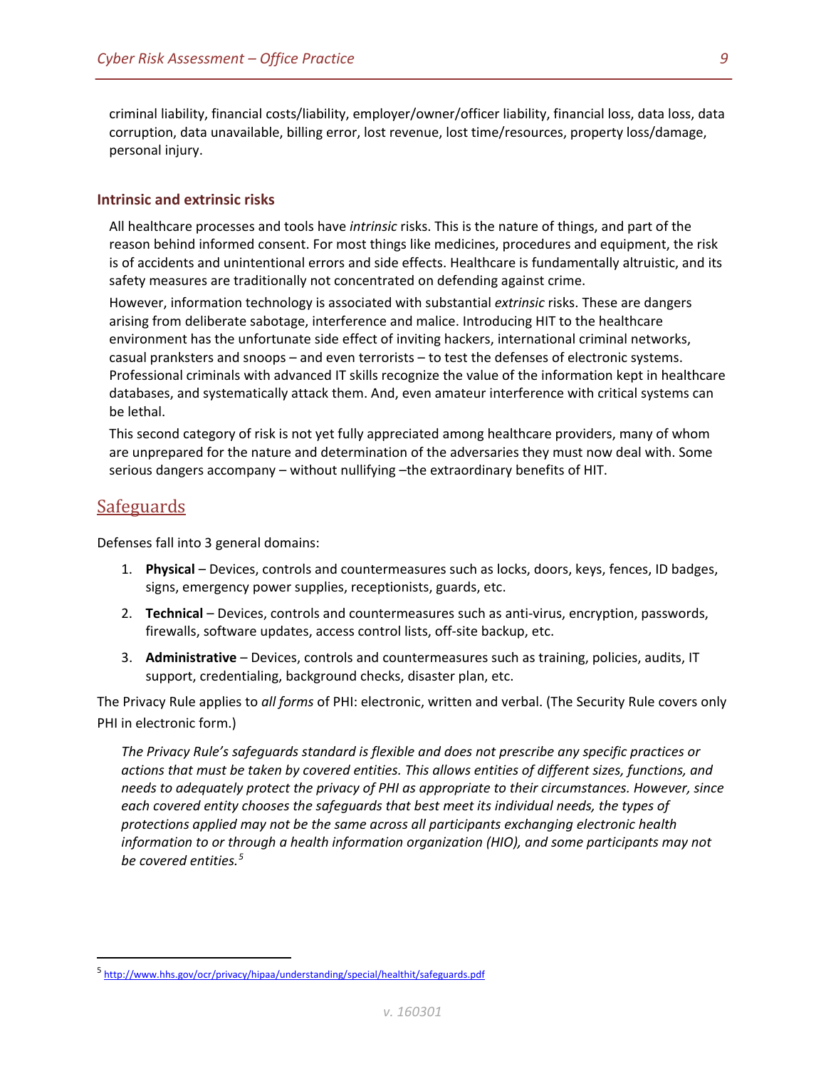criminal liability, financial costs/liability, employer/owner/officer liability, financial loss, data loss, data corruption, data unavailable, billing error, lost revenue, lost time/resources, property loss/damage, personal injury.

### Intrinsic and extrinsic risks

All healthcare processes and tools have *intrinsic* risks. This is the nature of things, and part of the reason behind informed consent. For most things like medicines, procedures and equipment, the risk is of accidents and unintentional errors and side effects. Healthcare is fundamentally altruistic, and its safety measures are traditionally not concentrated on defending against crime.

However, information technology is associated with substantial *extrinsic* risks. These are dangers arising from deliberate sabotage, interference and malice. Introducing HIT to the healthcare environment has the unfortunate side effect of inviting hackers, international criminal networks, casual pranksters and snoops – and even terrorists – to test the defenses of electronic systems. Professional criminals with advanced IT skills recognize the value of the information kept in healthcare databases, and systematically attack them. And, even amateur interference with critical systems can be lethal.

This second category of risk is not yet fully appreciated among healthcare providers, many of whom are unprepared for the nature and determination of the adversaries they must now deal with. Some serious dangers accompany – without nullifying –the extraordinary benefits of HIT.

## Safeguards

Defenses fall into 3 general domains:

1. **Physical** – Devices, controls and countermeasures such as locks, doors, keys, fences, ID badges, signs, emergency power supplies, receptionists, guards, etc.
2. **Technical** – Devices, controls and countermeasures such as anti-virus, encryption, passwords, firewalls, software updates, access control lists, off-site backup, etc.
3. **Administrative** – Devices, controls and countermeasures such as training, policies, audits, IT support, credentialing, background checks, disaster plan, etc.

The Privacy Rule applies to *all forms* of PHI: electronic, written and verbal. (The Security Rule covers only PHI in electronic form.)

> *The Privacy Rule's safeguards standard is flexible and does not prescribe any specific practices or actions that must be taken by covered entities. This allows entities of different sizes, functions, and needs to adequately protect the privacy of PHI as appropriate to their circumstances. However, since each covered entity chooses the safeguards that best meet its individual needs, the types of protections applied may not be the same across all participants exchanging electronic health information to or through a health information organization (HIO), and some participants may not be covered entities.*[5]

[5] http://www.hhs.gov/ocr/privacy/hipaa/understanding/special/healthit/safeguards.pdf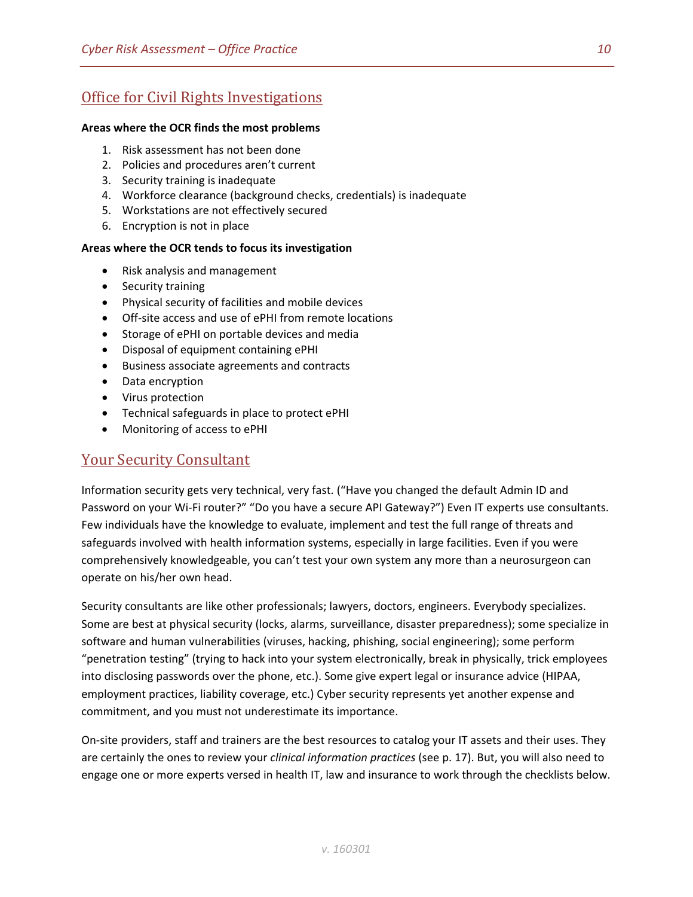## Office for Civil Rights Investigations

**Areas where the OCR finds the most problems**

1. Risk assessment has not been done
2. Policies and procedures aren't current
3. Security training is inadequate
4. Workforce clearance (background checks, credentials) is inadequate
5. Workstations are not effectively secured
6. Encryption is not in place

**Areas where the OCR tends to focus its investigation**

- Risk analysis and management
- Security training
- Physical security of facilities and mobile devices
- Off-site access and use of ePHI from remote locations
- Storage of ePHI on portable devices and media
- Disposal of equipment containing ePHI
- Business associate agreements and contracts
- Data encryption
- Virus protection
- Technical safeguards in place to protect ePHI
- Monitoring of access to ePHI

## Your Security Consultant

Information security gets very technical, very fast. ("Have you changed the default Admin ID and Password on your Wi-Fi router?" "Do you have a secure API Gateway?") Even IT experts use consultants. Few individuals have the knowledge to evaluate, implement and test the full range of threats and safeguards involved with health information systems, especially in large facilities. Even if you were comprehensively knowledgeable, you can't test your own system any more than a neurosurgeon can operate on his/her own head.

Security consultants are like other professionals; lawyers, doctors, engineers. Everybody specializes. Some are best at physical security (locks, alarms, surveillance, disaster preparedness); some specialize in software and human vulnerabilities (viruses, hacking, phishing, social engineering); some perform "penetration testing" (trying to hack into your system electronically, break in physically, trick employees into disclosing passwords over the phone, etc.). Some give expert legal or insurance advice (HIPAA, employment practices, liability coverage, etc.) Cyber security represents yet another expense and commitment, and you must not underestimate its importance.

On-site providers, staff and trainers are the best resources to catalog your IT assets and their uses. They are certainly the ones to review your *clinical information practices* (see p. 17). But, you will also need to engage one or more experts versed in health IT, law and insurance to work through the checklists below.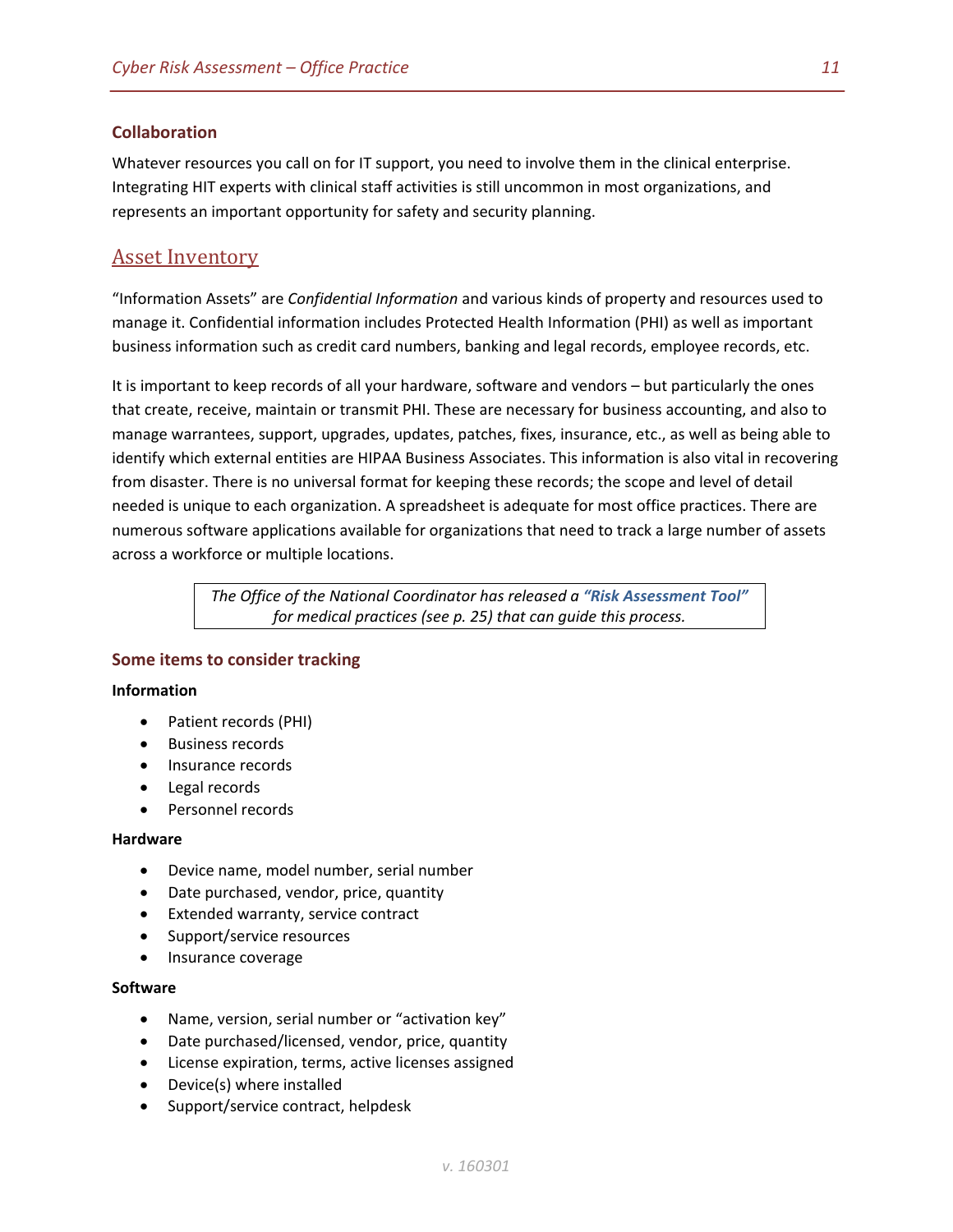### Collaboration

Whatever resources you call on for IT support, you need to involve them in the clinical enterprise. Integrating HIT experts with clinical staff activities is still uncommon in most organizations, and represents an important opportunity for safety and security planning.

## Asset Inventory

"Information Assets" are *Confidential Information* and various kinds of property and resources used to manage it. Confidential information includes Protected Health Information (PHI) as well as important business information such as credit card numbers, banking and legal records, employee records, etc.

It is important to keep records of all your hardware, software and vendors – but particularly the ones that create, receive, maintain or transmit PHI. These are necessary for business accounting, and also to manage warrantees, support, upgrades, updates, patches, fixes, insurance, etc., as well as being able to identify which external entities are HIPAA Business Associates. This information is also vital in recovering from disaster. There is no universal format for keeping these records; the scope and level of detail needed is unique to each organization. A spreadsheet is adequate for most office practices. There are numerous software applications available for organizations that need to track a large number of assets across a workforce or multiple locations.

> *The Office of the National Coordinator has released a **"Risk Assessment Tool"** for medical practices (see p. 25) that can guide this process.*

### Some items to consider tracking

**Information**

- Patient records (PHI)
- Business records
- Insurance records
- Legal records
- Personnel records

**Hardware**

- Device name, model number, serial number
- Date purchased, vendor, price, quantity
- Extended warranty, service contract
- Support/service resources
- Insurance coverage

**Software**

- Name, version, serial number or "activation key"
- Date purchased/licensed, vendor, price, quantity
- License expiration, terms, active licenses assigned
- Device(s) where installed
- Support/service contract, helpdesk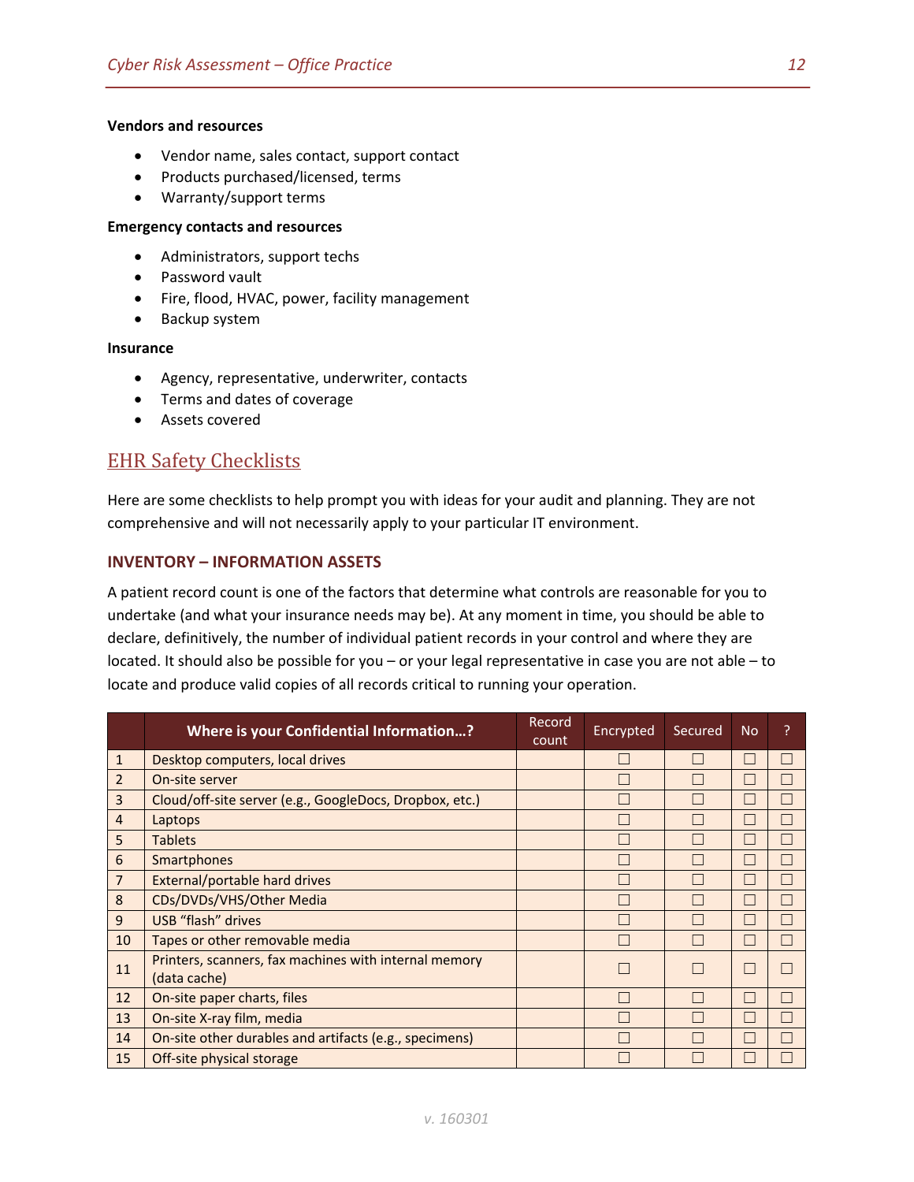**Vendors and resources**

- Vendor name, sales contact, support contact
- Products purchased/licensed, terms
- Warranty/support terms

**Emergency contacts and resources**

- Administrators, support techs
- Password vault
- Fire, flood, HVAC, power, facility management
- Backup system

**Insurance**

- Agency, representative, underwriter, contacts
- Terms and dates of coverage
- Assets covered

## EHR Safety Checklists

Here are some checklists to help prompt you with ideas for your audit and planning. They are not comprehensive and will not necessarily apply to your particular IT environment.

### INVENTORY – INFORMATION ASSETS

A patient record count is one of the factors that determine what controls are reasonable for you to undertake (and what your insurance needs may be). At any moment in time, you should be able to declare, definitively, the number of individual patient records in your control and where they are located. It should also be possible for you – or your legal representative in case you are not able – to locate and produce valid copies of all records critical to running your operation.

| | Where is your Confidential Information…? | Record count | Encrypted | Secured | No | ? |
|---|---|---|---|---|---|---|
| 1 | Desktop computers, local drives | | ☐ | ☐ | ☐ | ☐ |
| 2 | On-site server | | ☐ | ☐ | ☐ | ☐ |
| 3 | Cloud/off-site server (e.g., GoogleDocs, Dropbox, etc.) | | ☐ | ☐ | ☐ | ☐ |
| 4 | Laptops | | ☐ | ☐ | ☐ | ☐ |
| 5 | Tablets | | ☐ | ☐ | ☐ | ☐ |
| 6 | Smartphones | | ☐ | ☐ | ☐ | ☐ |
| 7 | External/portable hard drives | | ☐ | ☐ | ☐ | ☐ |
| 8 | CDs/DVDs/VHS/Other Media | | ☐ | ☐ | ☐ | ☐ |
| 9 | USB “flash” drives | | ☐ | ☐ | ☐ | ☐ |
| 10 | Tapes or other removable media | | ☐ | ☐ | ☐ | ☐ |
| 11 | Printers, scanners, fax machines with internal memory (data cache) | | ☐ | ☐ | ☐ | ☐ |
| 12 | On-site paper charts, files | | ☐ | ☐ | ☐ | ☐ |
| 13 | On-site X-ray film, media | | ☐ | ☐ | ☐ | ☐ |
| 14 | On-site other durables and artifacts (e.g., specimens) | | ☐ | ☐ | ☐ | ☐ |
| 15 | Off-site physical storage | | ☐ | ☐ | ☐ | ☐ |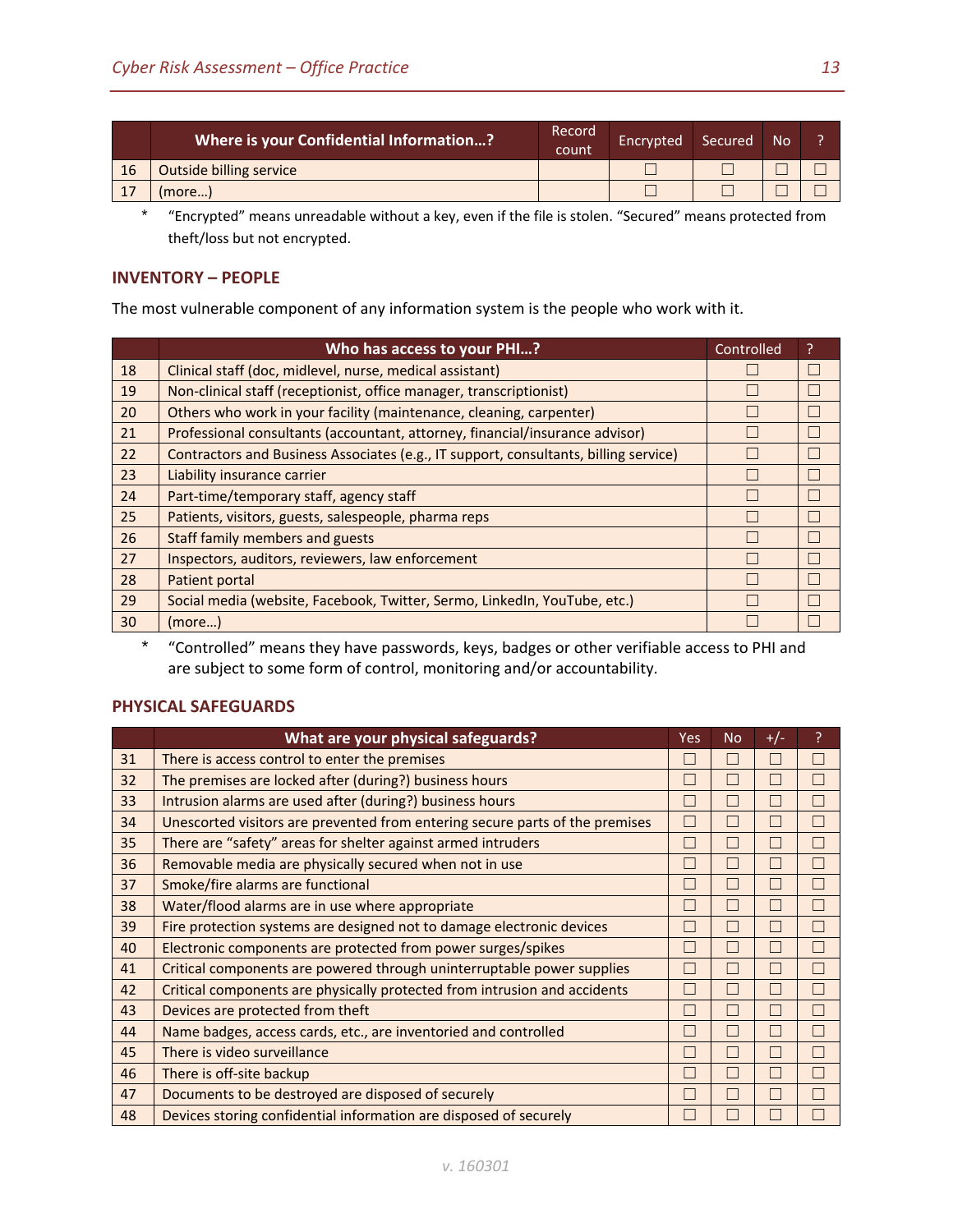|  | Where is your Confidential Information…? | Record count | Encrypted | Secured | No | ? |
|---|---|---|---|---|---|---|
| 16 | Outside billing service |  | ☐ | ☐ | ☐ | ☐ |
| 17 | (more…) |  | ☐ | ☐ | ☐ | ☐ |

\* "Encrypted" means unreadable without a key, even if the file is stolen. "Secured" means protected from theft/loss but not encrypted.

## INVENTORY – PEOPLE

The most vulnerable component of any information system is the people who work with it.

|  | Who has access to your PHI…? | Controlled | ? |
|---|---|---|---|
| 18 | Clinical staff (doc, midlevel, nurse, medical assistant) | ☐ | ☐ |
| 19 | Non-clinical staff (receptionist, office manager, transcriptionist) | ☐ | ☐ |
| 20 | Others who work in your facility (maintenance, cleaning, carpenter) | ☐ | ☐ |
| 21 | Professional consultants (accountant, attorney, financial/insurance advisor) | ☐ | ☐ |
| 22 | Contractors and Business Associates (e.g., IT support, consultants, billing service) | ☐ | ☐ |
| 23 | Liability insurance carrier | ☐ | ☐ |
| 24 | Part-time/temporary staff, agency staff | ☐ | ☐ |
| 25 | Patients, visitors, guests, salespeople, pharma reps | ☐ | ☐ |
| 26 | Staff family members and guests | ☐ | ☐ |
| 27 | Inspectors, auditors, reviewers, law enforcement | ☐ | ☐ |
| 28 | Patient portal | ☐ | ☐ |
| 29 | Social media (website, Facebook, Twitter, Sermo, LinkedIn, YouTube, etc.) | ☐ | ☐ |
| 30 | (more…) | ☐ | ☐ |

\* "Controlled" means they have passwords, keys, badges or other verifiable access to PHI and are subject to some form of control, monitoring and/or accountability.

## PHYSICAL SAFEGUARDS

|  | What are your physical safeguards? | Yes | No | +/- | ? |
|---|---|---|---|---|---|
| 31 | There is access control to enter the premises | ☐ | ☐ | ☐ | ☐ |
| 32 | The premises are locked after (during?) business hours | ☐ | ☐ | ☐ | ☐ |
| 33 | Intrusion alarms are used after (during?) business hours | ☐ | ☐ | ☐ | ☐ |
| 34 | Unescorted visitors are prevented from entering secure parts of the premises | ☐ | ☐ | ☐ | ☐ |
| 35 | There are "safety" areas for shelter against armed intruders | ☐ | ☐ | ☐ | ☐ |
| 36 | Removable media are physically secured when not in use | ☐ | ☐ | ☐ | ☐ |
| 37 | Smoke/fire alarms are functional | ☐ | ☐ | ☐ | ☐ |
| 38 | Water/flood alarms are in use where appropriate | ☐ | ☐ | ☐ | ☐ |
| 39 | Fire protection systems are designed not to damage electronic devices | ☐ | ☐ | ☐ | ☐ |
| 40 | Electronic components are protected from power surges/spikes | ☐ | ☐ | ☐ | ☐ |
| 41 | Critical components are powered through uninterruptable power supplies | ☐ | ☐ | ☐ | ☐ |
| 42 | Critical components are physically protected from intrusion and accidents | ☐ | ☐ | ☐ | ☐ |
| 43 | Devices are protected from theft | ☐ | ☐ | ☐ | ☐ |
| 44 | Name badges, access cards, etc., are inventoried and controlled | ☐ | ☐ | ☐ | ☐ |
| 45 | There is video surveillance | ☐ | ☐ | ☐ | ☐ |
| 46 | There is off-site backup | ☐ | ☐ | ☐ | ☐ |
| 47 | Documents to be destroyed are disposed of securely | ☐ | ☐ | ☐ | ☐ |
| 48 | Devices storing confidential information are disposed of securely | ☐ | ☐ | ☐ | ☐ |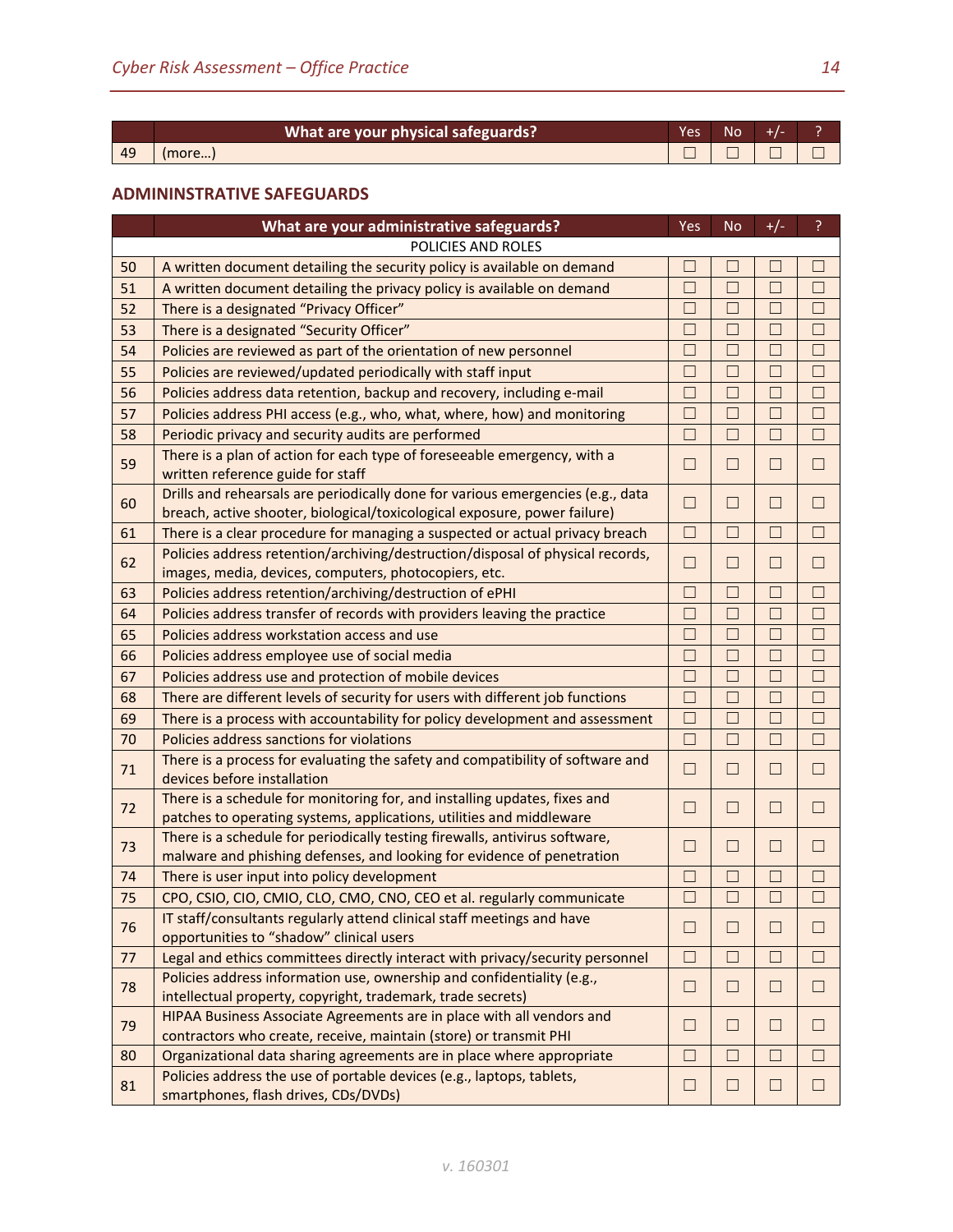| | What are your physical safeguards? | Yes | No | +/- | ? |
|---|---|---|---|---|---|
| 49 | (more…) | ☐ | ☐ | ☐ | ☐ |

## ADMININSTRATIVE SAFEGUARDS

| | What are your administrative safeguards? | Yes | No | +/- | ? |
|---|---|---|---|---|---|
| | POLICIES AND ROLES | | | | |
| 50 | A written document detailing the security policy is available on demand | ☐ | ☐ | ☐ | ☐ |
| 51 | A written document detailing the privacy policy is available on demand | ☐ | ☐ | ☐ | ☐ |
| 52 | There is a designated "Privacy Officer" | ☐ | ☐ | ☐ | ☐ |
| 53 | There is a designated "Security Officer" | ☐ | ☐ | ☐ | ☐ |
| 54 | Policies are reviewed as part of the orientation of new personnel | ☐ | ☐ | ☐ | ☐ |
| 55 | Policies are reviewed/updated periodically with staff input | ☐ | ☐ | ☐ | ☐ |
| 56 | Policies address data retention, backup and recovery, including e-mail | ☐ | ☐ | ☐ | ☐ |
| 57 | Policies address PHI access (e.g., who, what, where, how) and monitoring | ☐ | ☐ | ☐ | ☐ |
| 58 | Periodic privacy and security audits are performed | ☐ | ☐ | ☐ | ☐ |
| 59 | There is a plan of action for each type of foreseeable emergency, with a written reference guide for staff | ☐ | ☐ | ☐ | ☐ |
| 60 | Drills and rehearsals are periodically done for various emergencies (e.g., data breach, active shooter, biological/toxicological exposure, power failure) | ☐ | ☐ | ☐ | ☐ |
| 61 | There is a clear procedure for managing a suspected or actual privacy breach | ☐ | ☐ | ☐ | ☐ |
| 62 | Policies address retention/archiving/destruction/disposal of physical records, images, media, devices, computers, photocopiers, etc. | ☐ | ☐ | ☐ | ☐ |
| 63 | Policies address retention/archiving/destruction of ePHI | ☐ | ☐ | ☐ | ☐ |
| 64 | Policies address transfer of records with providers leaving the practice | ☐ | ☐ | ☐ | ☐ |
| 65 | Policies address workstation access and use | ☐ | ☐ | ☐ | ☐ |
| 66 | Policies address employee use of social media | ☐ | ☐ | ☐ | ☐ |
| 67 | Policies address use and protection of mobile devices | ☐ | ☐ | ☐ | ☐ |
| 68 | There are different levels of security for users with different job functions | ☐ | ☐ | ☐ | ☐ |
| 69 | There is a process with accountability for policy development and assessment | ☐ | ☐ | ☐ | ☐ |
| 70 | Policies address sanctions for violations | ☐ | ☐ | ☐ | ☐ |
| 71 | There is a process for evaluating the safety and compatibility of software and devices before installation | ☐ | ☐ | ☐ | ☐ |
| 72 | There is a schedule for monitoring for, and installing updates, fixes and patches to operating systems, applications, utilities and middleware | ☐ | ☐ | ☐ | ☐ |
| 73 | There is a schedule for periodically testing firewalls, antivirus software, malware and phishing defenses, and looking for evidence of penetration | ☐ | ☐ | ☐ | ☐ |
| 74 | There is user input into policy development | ☐ | ☐ | ☐ | ☐ |
| 75 | CPO, CSIO, CIO, CMIO, CLO, CMO, CNO, CEO et al. regularly communicate | ☐ | ☐ | ☐ | ☐ |
| 76 | IT staff/consultants regularly attend clinical staff meetings and have opportunities to "shadow" clinical users | ☐ | ☐ | ☐ | ☐ |
| 77 | Legal and ethics committees directly interact with privacy/security personnel | ☐ | ☐ | ☐ | ☐ |
| 78 | Policies address information use, ownership and confidentiality (e.g., intellectual property, copyright, trademark, trade secrets) | ☐ | ☐ | ☐ | ☐ |
| 79 | HIPAA Business Associate Agreements are in place with all vendors and contractors who create, receive, maintain (store) or transmit PHI | ☐ | ☐ | ☐ | ☐ |
| 80 | Organizational data sharing agreements are in place where appropriate | ☐ | ☐ | ☐ | ☐ |
| 81 | Policies address the use of portable devices (e.g., laptops, tablets, smartphones, flash drives, CDs/DVDs) | ☐ | ☐ | ☐ | ☐ |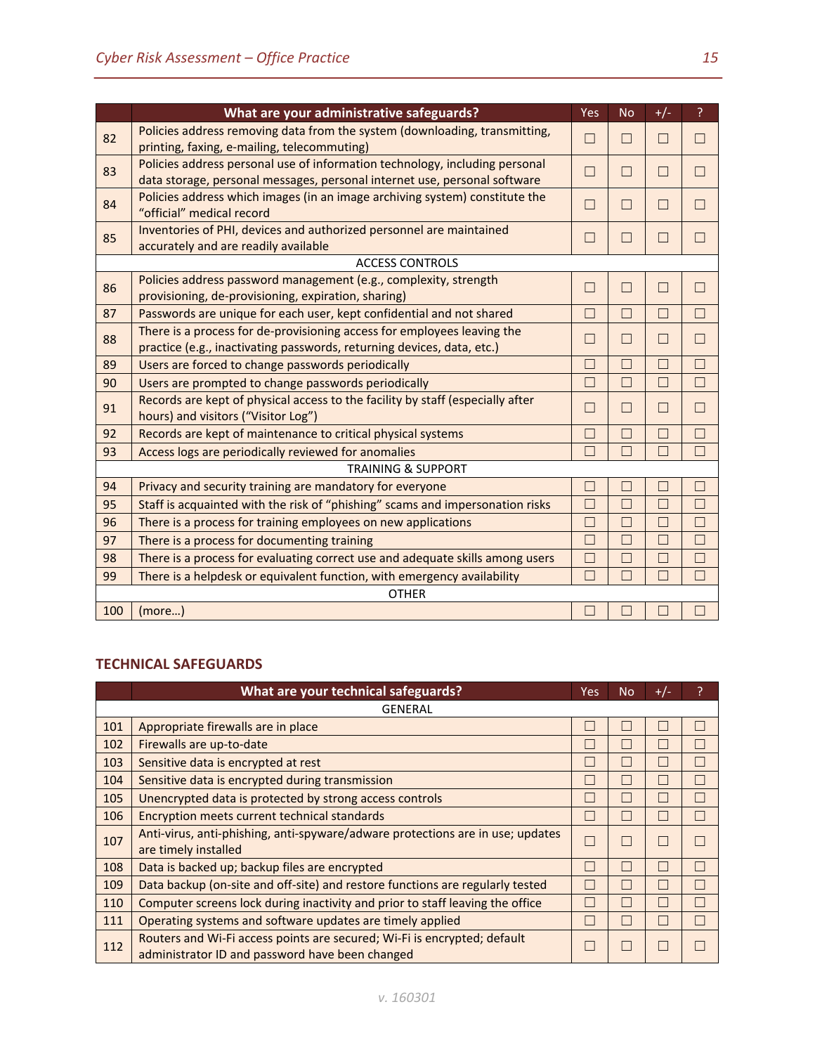| | What are your administrative safeguards? | Yes | No | +/- | ? |
|---|---|---|---|---|---|
| 82 | Policies address removing data from the system (downloading, transmitting, printing, faxing, e-mailing, telecommuting) | ☐ | ☐ | ☐ | ☐ |
| 83 | Policies address personal use of information technology, including personal data storage, personal messages, personal internet use, personal software | ☐ | ☐ | ☐ | ☐ |
| 84 | Policies address which images (in an image archiving system) constitute the "official" medical record | ☐ | ☐ | ☐ | ☐ |
| 85 | Inventories of PHI, devices and authorized personnel are maintained accurately and are readily available | ☐ | ☐ | ☐ | ☐ |
| | ACCESS CONTROLS | | | | |
| 86 | Policies address password management (e.g., complexity, strength provisioning, de-provisioning, expiration, sharing) | ☐ | ☐ | ☐ | ☐ |
| 87 | Passwords are unique for each user, kept confidential and not shared | ☐ | ☐ | ☐ | ☐ |
| 88 | There is a process for de-provisioning access for employees leaving the practice (e.g., inactivating passwords, returning devices, data, etc.) | ☐ | ☐ | ☐ | ☐ |
| 89 | Users are forced to change passwords periodically | ☐ | ☐ | ☐ | ☐ |
| 90 | Users are prompted to change passwords periodically | ☐ | ☐ | ☐ | ☐ |
| 91 | Records are kept of physical access to the facility by staff (especially after hours) and visitors ("Visitor Log") | ☐ | ☐ | ☐ | ☐ |
| 92 | Records are kept of maintenance to critical physical systems | ☐ | ☐ | ☐ | ☐ |
| 93 | Access logs are periodically reviewed for anomalies | ☐ | ☐ | ☐ | ☐ |
| | TRAINING & SUPPORT | | | | |
| 94 | Privacy and security training are mandatory for everyone | ☐ | ☐ | ☐ | ☐ |
| 95 | Staff is acquainted with the risk of "phishing" scams and impersonation risks | ☐ | ☐ | ☐ | ☐ |
| 96 | There is a process for training employees on new applications | ☐ | ☐ | ☐ | ☐ |
| 97 | There is a process for documenting training | ☐ | ☐ | ☐ | ☐ |
| 98 | There is a process for evaluating correct use and adequate skills among users | ☐ | ☐ | ☐ | ☐ |
| 99 | There is a helpdesk or equivalent function, with emergency availability | ☐ | ☐ | ☐ | ☐ |
| | OTHER | | | | |
| 100 | (more…) | ☐ | ☐ | ☐ | ☐ |

## TECHNICAL SAFEGUARDS

| | What are your technical safeguards? | Yes | No | +/- | ? |
|---|---|---|---|---|---|
| | GENERAL | | | | |
| 101 | Appropriate firewalls are in place | ☐ | ☐ | ☐ | ☐ |
| 102 | Firewalls are up-to-date | ☐ | ☐ | ☐ | ☐ |
| 103 | Sensitive data is encrypted at rest | ☐ | ☐ | ☐ | ☐ |
| 104 | Sensitive data is encrypted during transmission | ☐ | ☐ | ☐ | ☐ |
| 105 | Unencrypted data is protected by strong access controls | ☐ | ☐ | ☐ | ☐ |
| 106 | Encryption meets current technical standards | ☐ | ☐ | ☐ | ☐ |
| 107 | Anti-virus, anti-phishing, anti-spyware/adware protections are in use; updates are timely installed | ☐ | ☐ | ☐ | ☐ |
| 108 | Data is backed up; backup files are encrypted | ☐ | ☐ | ☐ | ☐ |
| 109 | Data backup (on-site and off-site) and restore functions are regularly tested | ☐ | ☐ | ☐ | ☐ |
| 110 | Computer screens lock during inactivity and prior to staff leaving the office | ☐ | ☐ | ☐ | ☐ |
| 111 | Operating systems and software updates are timely applied | ☐ | ☐ | ☐ | ☐ |
| 112 | Routers and Wi-Fi access points are secured; Wi-Fi is encrypted; default administrator ID and password have been changed | ☐ | ☐ | ☐ | ☐ |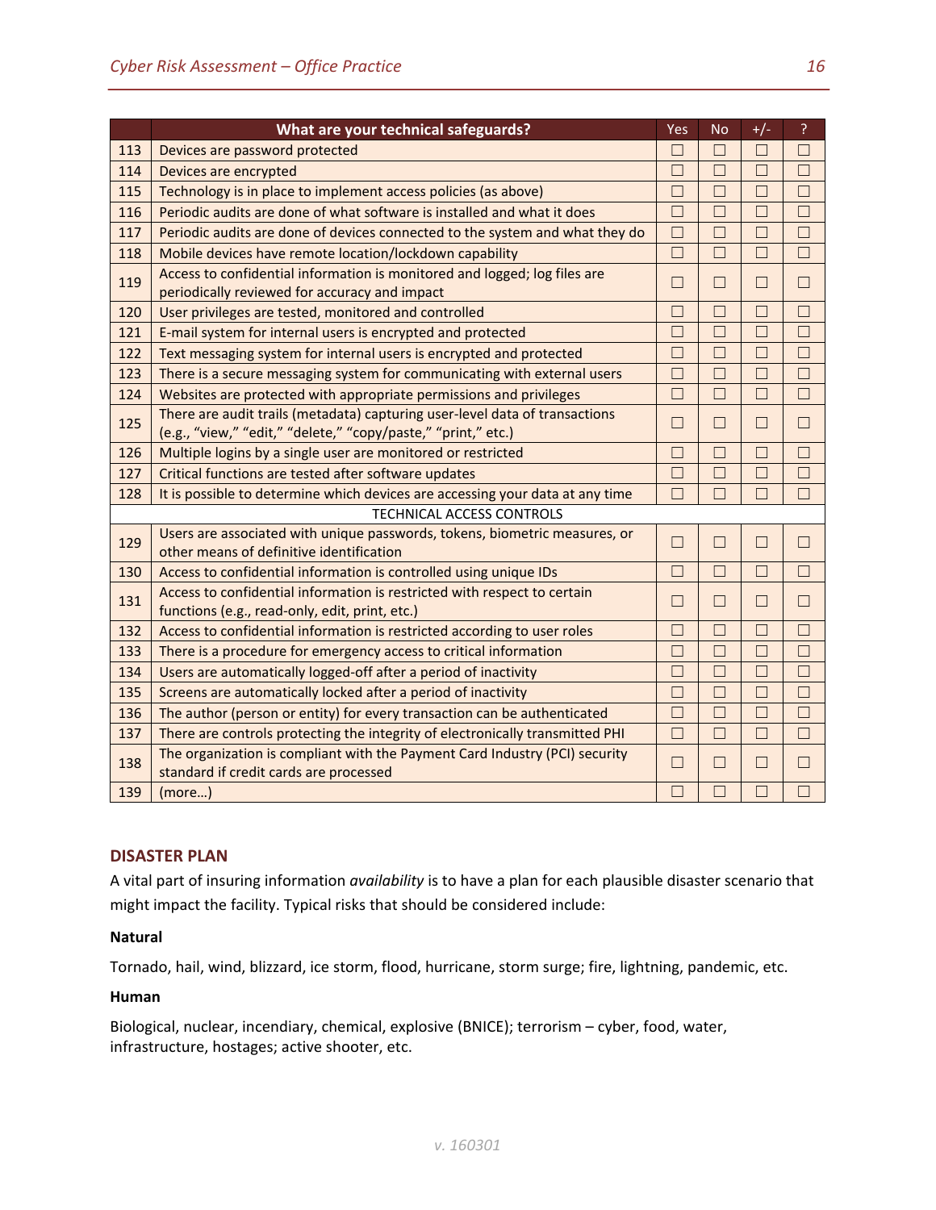| | What are your technical safeguards? | Yes | No | +/- | ? |
|---|---|---|---|---|---|
| 113 | Devices are password protected | ☐ | ☐ | ☐ | ☐ |
| 114 | Devices are encrypted | ☐ | ☐ | ☐ | ☐ |
| 115 | Technology is in place to implement access policies (as above) | ☐ | ☐ | ☐ | ☐ |
| 116 | Periodic audits are done of what software is installed and what it does | ☐ | ☐ | ☐ | ☐ |
| 117 | Periodic audits are done of devices connected to the system and what they do | ☐ | ☐ | ☐ | ☐ |
| 118 | Mobile devices have remote location/lockdown capability | ☐ | ☐ | ☐ | ☐ |
| 119 | Access to confidential information is monitored and logged; log files are periodically reviewed for accuracy and impact | ☐ | ☐ | ☐ | ☐ |
| 120 | User privileges are tested, monitored and controlled | ☐ | ☐ | ☐ | ☐ |
| 121 | E-mail system for internal users is encrypted and protected | ☐ | ☐ | ☐ | ☐ |
| 122 | Text messaging system for internal users is encrypted and protected | ☐ | ☐ | ☐ | ☐ |
| 123 | There is a secure messaging system for communicating with external users | ☐ | ☐ | ☐ | ☐ |
| 124 | Websites are protected with appropriate permissions and privileges | ☐ | ☐ | ☐ | ☐ |
| 125 | There are audit trails (metadata) capturing user-level data of transactions (e.g., "view," "edit," "delete," "copy/paste," "print," etc.) | ☐ | ☐ | ☐ | ☐ |
| 126 | Multiple logins by a single user are monitored or restricted | ☐ | ☐ | ☐ | ☐ |
| 127 | Critical functions are tested after software updates | ☐ | ☐ | ☐ | ☐ |
| 128 | It is possible to determine which devices are accessing your data at any time | ☐ | ☐ | ☐ | ☐ |
| | TECHNICAL ACCESS CONTROLS | | | | |
| 129 | Users are associated with unique passwords, tokens, biometric measures, or other means of definitive identification | ☐ | ☐ | ☐ | ☐ |
| 130 | Access to confidential information is controlled using unique IDs | ☐ | ☐ | ☐ | ☐ |
| 131 | Access to confidential information is restricted with respect to certain functions (e.g., read-only, edit, print, etc.) | ☐ | ☐ | ☐ | ☐ |
| 132 | Access to confidential information is restricted according to user roles | ☐ | ☐ | ☐ | ☐ |
| 133 | There is a procedure for emergency access to critical information | ☐ | ☐ | ☐ | ☐ |
| 134 | Users are automatically logged-off after a period of inactivity | ☐ | ☐ | ☐ | ☐ |
| 135 | Screens are automatically locked after a period of inactivity | ☐ | ☐ | ☐ | ☐ |
| 136 | The author (person or entity) for every transaction can be authenticated | ☐ | ☐ | ☐ | ☐ |
| 137 | There are controls protecting the integrity of electronically transmitted PHI | ☐ | ☐ | ☐ | ☐ |
| 138 | The organization is compliant with the Payment Card Industry (PCI) security standard if credit cards are processed | ☐ | ☐ | ☐ | ☐ |
| 139 | (more…) | ☐ | ☐ | ☐ | ☐ |

## DISASTER PLAN

A vital part of insuring information *availability* is to have a plan for each plausible disaster scenario that might impact the facility. Typical risks that should be considered include:

**Natural**

Tornado, hail, wind, blizzard, ice storm, flood, hurricane, storm surge; fire, lightning, pandemic, etc.

**Human**

Biological, nuclear, incendiary, chemical, explosive (BNICE); terrorism – cyber, food, water, infrastructure, hostages; active shooter, etc.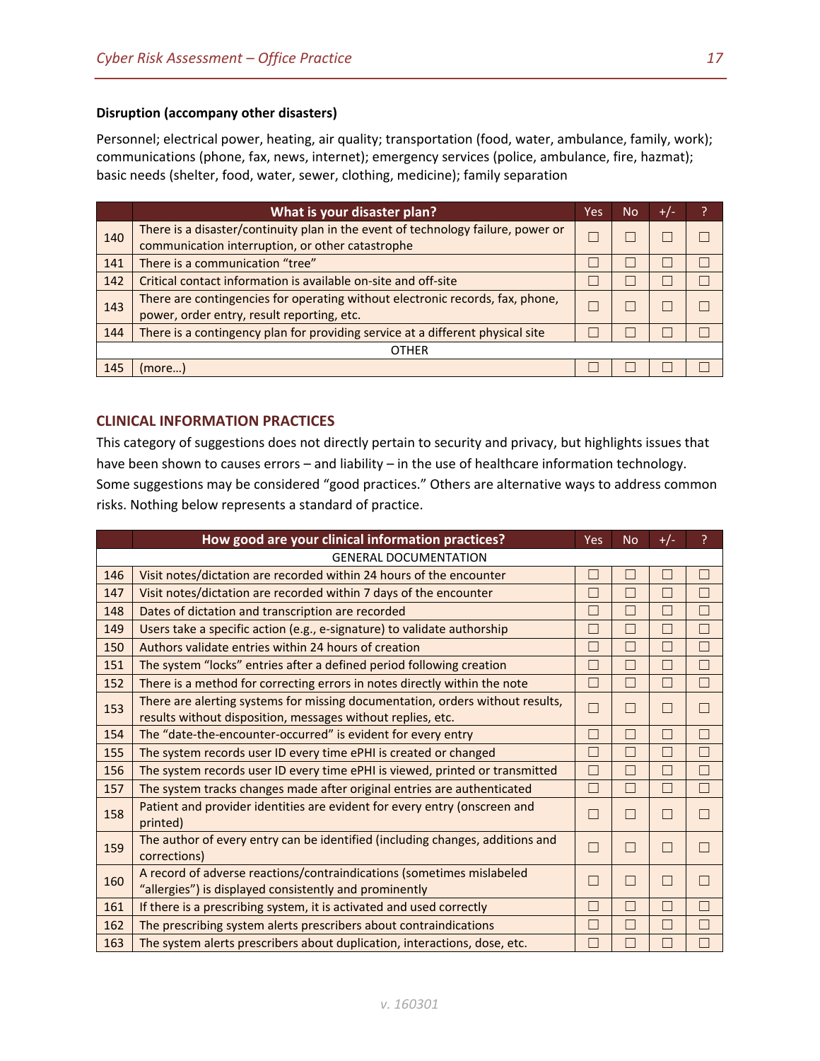**Disruption (accompany other disasters)**

Personnel; electrical power, heating, air quality; transportation (food, water, ambulance, family, work); communications (phone, fax, news, internet); emergency services (police, ambulance, fire, hazmat); basic needs (shelter, food, water, sewer, clothing, medicine); family separation

| | What is your disaster plan? | Yes | No | +/- | ? |
|---|---|---|---|---|---|
| 140 | There is a disaster/continuity plan in the event of technology failure, power or communication interruption, or other catastrophe | ☐ | ☐ | ☐ | ☐ |
| 141 | There is a communication "tree" | ☐ | ☐ | ☐ | ☐ |
| 142 | Critical contact information is available on-site and off-site | ☐ | ☐ | ☐ | ☐ |
| 143 | There are contingencies for operating without electronic records, fax, phone, power, order entry, result reporting, etc. | ☐ | ☐ | ☐ | ☐ |
| 144 | There is a contingency plan for providing service at a different physical site | ☐ | ☐ | ☐ | ☐ |
| | OTHER | | | | |
| 145 | (more…) | ☐ | ☐ | ☐ | ☐ |

## CLINICAL INFORMATION PRACTICES

This category of suggestions does not directly pertain to security and privacy, but highlights issues that have been shown to causes errors – and liability – in the use of healthcare information technology. Some suggestions may be considered "good practices." Others are alternative ways to address common risks. Nothing below represents a standard of practice.

| | How good are your clinical information practices? | Yes | No | +/- | ? |
|---|---|---|---|---|---|
| | GENERAL DOCUMENTATION | | | | |
| 146 | Visit notes/dictation are recorded within 24 hours of the encounter | ☐ | ☐ | ☐ | ☐ |
| 147 | Visit notes/dictation are recorded within 7 days of the encounter | ☐ | ☐ | ☐ | ☐ |
| 148 | Dates of dictation and transcription are recorded | ☐ | ☐ | ☐ | ☐ |
| 149 | Users take a specific action (e.g., e-signature) to validate authorship | ☐ | ☐ | ☐ | ☐ |
| 150 | Authors validate entries within 24 hours of creation | ☐ | ☐ | ☐ | ☐ |
| 151 | The system "locks" entries after a defined period following creation | ☐ | ☐ | ☐ | ☐ |
| 152 | There is a method for correcting errors in notes directly within the note | ☐ | ☐ | ☐ | ☐ |
| 153 | There are alerting systems for missing documentation, orders without results, results without disposition, messages without replies, etc. | ☐ | ☐ | ☐ | ☐ |
| 154 | The "date-the-encounter-occurred" is evident for every entry | ☐ | ☐ | ☐ | ☐ |
| 155 | The system records user ID every time ePHI is created or changed | ☐ | ☐ | ☐ | ☐ |
| 156 | The system records user ID every time ePHI is viewed, printed or transmitted | ☐ | ☐ | ☐ | ☐ |
| 157 | The system tracks changes made after original entries are authenticated | ☐ | ☐ | ☐ | ☐ |
| 158 | Patient and provider identities are evident for every entry (onscreen and printed) | ☐ | ☐ | ☐ | ☐ |
| 159 | The author of every entry can be identified (including changes, additions and corrections) | ☐ | ☐ | ☐ | ☐ |
| 160 | A record of adverse reactions/contraindications (sometimes mislabeled "allergies") is displayed consistently and prominently | ☐ | ☐ | ☐ | ☐ |
| 161 | If there is a prescribing system, it is activated and used correctly | ☐ | ☐ | ☐ | ☐ |
| 162 | The prescribing system alerts prescribers about contraindications | ☐ | ☐ | ☐ | ☐ |
| 163 | The system alerts prescribers about duplication, interactions, dose, etc. | ☐ | ☐ | ☐ | ☐ |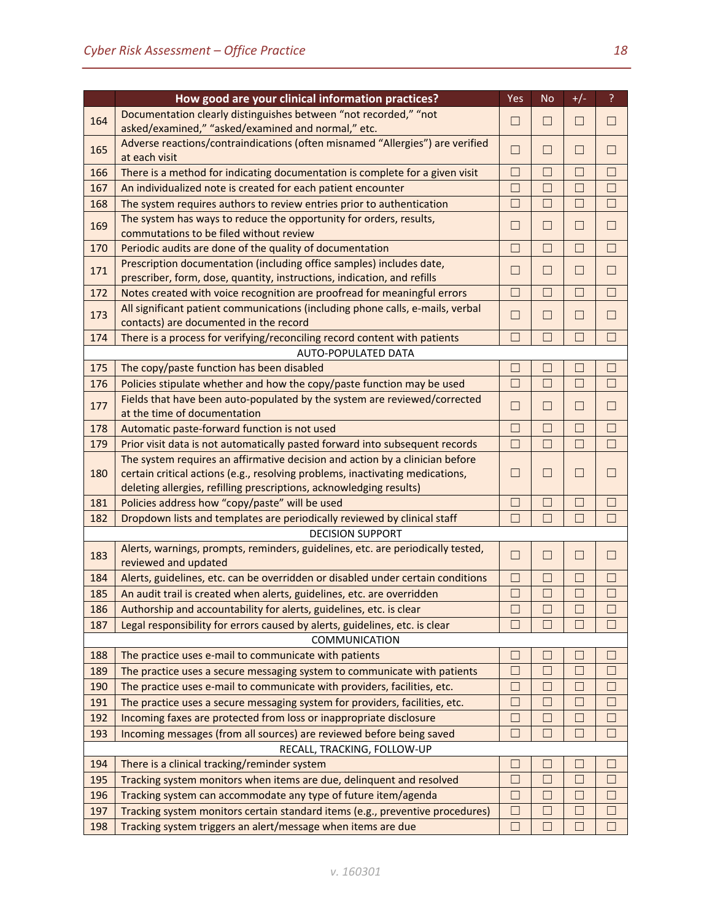| | How good are your clinical information practices? | Yes | No | +/- | ? |
|---|---|---|---|---|---|
| 164 | Documentation clearly distinguishes between "not recorded," "not asked/examined," "asked/examined and normal," etc. | ☐ | ☐ | ☐ | ☐ |
| 165 | Adverse reactions/contraindications (often misnamed "Allergies") are verified at each visit | ☐ | ☐ | ☐ | ☐ |
| 166 | There is a method for indicating documentation is complete for a given visit | ☐ | ☐ | ☐ | ☐ |
| 167 | An individualized note is created for each patient encounter | ☐ | ☐ | ☐ | ☐ |
| 168 | The system requires authors to review entries prior to authentication | ☐ | ☐ | ☐ | ☐ |
| 169 | The system has ways to reduce the opportunity for orders, results, commutations to be filed without review | ☐ | ☐ | ☐ | ☐ |
| 170 | Periodic audits are done of the quality of documentation | ☐ | ☐ | ☐ | ☐ |
| 171 | Prescription documentation (including office samples) includes date, prescriber, form, dose, quantity, instructions, indication, and refills | ☐ | ☐ | ☐ | ☐ |
| 172 | Notes created with voice recognition are proofread for meaningful errors | ☐ | ☐ | ☐ | ☐ |
| 173 | All significant patient communications (including phone calls, e-mails, verbal contacts) are documented in the record | ☐ | ☐ | ☐ | ☐ |
| 174 | There is a process for verifying/reconciling record content with patients | ☐ | ☐ | ☐ | ☐ |
| | AUTO-POPULATED DATA | | | | |
| 175 | The copy/paste function has been disabled | ☐ | ☐ | ☐ | ☐ |
| 176 | Policies stipulate whether and how the copy/paste function may be used | ☐ | ☐ | ☐ | ☐ |
| 177 | Fields that have been auto-populated by the system are reviewed/corrected at the time of documentation | ☐ | ☐ | ☐ | ☐ |
| 178 | Automatic paste-forward function is not used | ☐ | ☐ | ☐ | ☐ |
| 179 | Prior visit data is not automatically pasted forward into subsequent records | ☐ | ☐ | ☐ | ☐ |
| 180 | The system requires an affirmative decision and action by a clinician before certain critical actions (e.g., resolving problems, inactivating medications, deleting allergies, refilling prescriptions, acknowledging results) | ☐ | ☐ | ☐ | ☐ |
| 181 | Policies address how "copy/paste" will be used | ☐ | ☐ | ☐ | ☐ |
| 182 | Dropdown lists and templates are periodically reviewed by clinical staff | ☐ | ☐ | ☐ | ☐ |
| | DECISION SUPPORT | | | | |
| 183 | Alerts, warnings, prompts, reminders, guidelines, etc. are periodically tested, reviewed and updated | ☐ | ☐ | ☐ | ☐ |
| 184 | Alerts, guidelines, etc. can be overridden or disabled under certain conditions | ☐ | ☐ | ☐ | ☐ |
| 185 | An audit trail is created when alerts, guidelines, etc. are overridden | ☐ | ☐ | ☐ | ☐ |
| 186 | Authorship and accountability for alerts, guidelines, etc. is clear | ☐ | ☐ | ☐ | ☐ |
| 187 | Legal responsibility for errors caused by alerts, guidelines, etc. is clear | ☐ | ☐ | ☐ | ☐ |
| | COMMUNICATION | | | | |
| 188 | The practice uses e-mail to communicate with patients | ☐ | ☐ | ☐ | ☐ |
| 189 | The practice uses a secure messaging system to communicate with patients | ☐ | ☐ | ☐ | ☐ |
| 190 | The practice uses e-mail to communicate with providers, facilities, etc. | ☐ | ☐ | ☐ | ☐ |
| 191 | The practice uses a secure messaging system for providers, facilities, etc. | ☐ | ☐ | ☐ | ☐ |
| 192 | Incoming faxes are protected from loss or inappropriate disclosure | ☐ | ☐ | ☐ | ☐ |
| 193 | Incoming messages (from all sources) are reviewed before being saved | ☐ | ☐ | ☐ | ☐ |
| | RECALL, TRACKING, FOLLOW-UP | | | | |
| 194 | There is a clinical tracking/reminder system | ☐ | ☐ | ☐ | ☐ |
| 195 | Tracking system monitors when items are due, delinquent and resolved | ☐ | ☐ | ☐ | ☐ |
| 196 | Tracking system can accommodate any type of future item/agenda | ☐ | ☐ | ☐ | ☐ |
| 197 | Tracking system monitors certain standard items (e.g., preventive procedures) | ☐ | ☐ | ☐ | ☐ |
| 198 | Tracking system triggers an alert/message when items are due | ☐ | ☐ | ☐ | ☐ |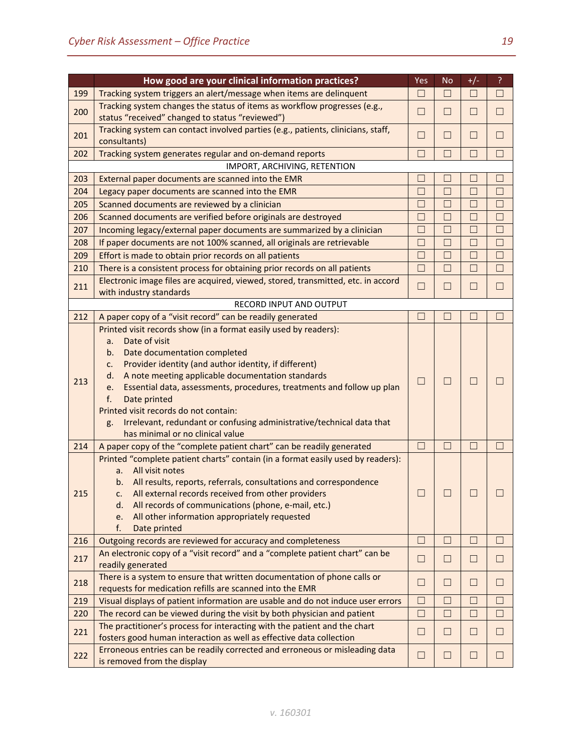|  | How good are your clinical information practices? | Yes | No | +/- | ? |
|---|---|---|---|---|---|
| 199 | Tracking system triggers an alert/message when items are delinquent | ☐ | ☐ | ☐ | ☐ |
| 200 | Tracking system changes the status of items as workflow progresses (e.g., status "received" changed to status "reviewed") | ☐ | ☐ | ☐ | ☐ |
| 201 | Tracking system can contact involved parties (e.g., patients, clinicians, staff, consultants) | ☐ | ☐ | ☐ | ☐ |
| 202 | Tracking system generates regular and on-demand reports | ☐ | ☐ | ☐ | ☐ |
|  | IMPORT, ARCHIVING, RETENTION |  |  |  |  |
| 203 | External paper documents are scanned into the EMR | ☐ | ☐ | ☐ | ☐ |
| 204 | Legacy paper documents are scanned into the EMR | ☐ | ☐ | ☐ | ☐ |
| 205 | Scanned documents are reviewed by a clinician | ☐ | ☐ | ☐ | ☐ |
| 206 | Scanned documents are verified before originals are destroyed | ☐ | ☐ | ☐ | ☐ |
| 207 | Incoming legacy/external paper documents are summarized by a clinician | ☐ | ☐ | ☐ | ☐ |
| 208 | If paper documents are not 100% scanned, all originals are retrievable | ☐ | ☐ | ☐ | ☐ |
| 209 | Effort is made to obtain prior records on all patients | ☐ | ☐ | ☐ | ☐ |
| 210 | There is a consistent process for obtaining prior records on all patients | ☐ | ☐ | ☐ | ☐ |
| 211 | Electronic image files are acquired, viewed, stored, transmitted, etc. in accord with industry standards | ☐ | ☐ | ☐ | ☐ |
|  | RECORD INPUT AND OUTPUT |  |  |  |  |
| 212 | A paper copy of a "visit record" can be readily generated | ☐ | ☐ | ☐ | ☐ |
| 213 | Printed visit records show (in a format easily used by readers):<br>a. Date of visit<br>b. Date documentation completed<br>c. Provider identity (and author identity, if different)<br>d. A note meeting applicable documentation standards<br>e. Essential data, assessments, procedures, treatments and follow up plan<br>f. Date printed<br>Printed visit records do not contain:<br>g. Irrelevant, redundant or confusing administrative/technical data that has minimal or no clinical value | ☐ | ☐ | ☐ | ☐ |
| 214 | A paper copy of the "complete patient chart" can be readily generated | ☐ | ☐ | ☐ | ☐ |
| 215 | Printed "complete patient charts" contain (in a format easily used by readers):<br>a. All visit notes<br>b. All results, reports, referrals, consultations and correspondence<br>c. All external records received from other providers<br>d. All records of communications (phone, e-mail, etc.)<br>e. All other information appropriately requested<br>f. Date printed | ☐ | ☐ | ☐ | ☐ |
| 216 | Outgoing records are reviewed for accuracy and completeness | ☐ | ☐ | ☐ | ☐ |
| 217 | An electronic copy of a "visit record" and a "complete patient chart" can be readily generated | ☐ | ☐ | ☐ | ☐ |
| 218 | There is a system to ensure that written documentation of phone calls or requests for medication refills are scanned into the EMR | ☐ | ☐ | ☐ | ☐ |
| 219 | Visual displays of patient information are usable and do not induce user errors | ☐ | ☐ | ☐ | ☐ |
| 220 | The record can be viewed during the visit by both physician and patient | ☐ | ☐ | ☐ | ☐ |
| 221 | The practitioner's process for interacting with the patient and the chart fosters good human interaction as well as effective data collection | ☐ | ☐ | ☐ | ☐ |
| 222 | Erroneous entries can be readily corrected and erroneous or misleading data is removed from the display | ☐ | ☐ | ☐ | ☐ |

v. 160301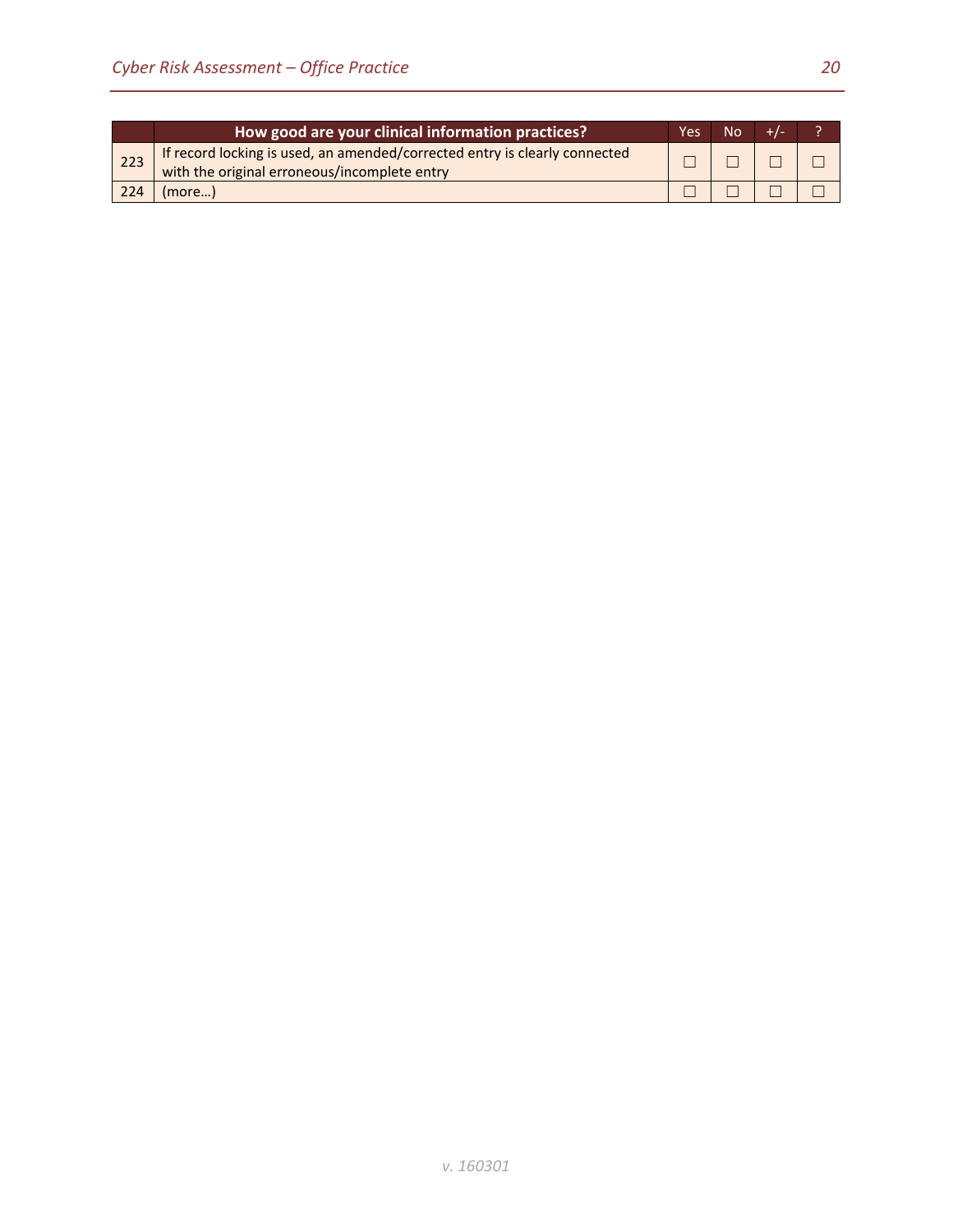| | How good are your clinical information practices? | Yes | No | +/- | ? |
|---|---|---|---|---|---|
| 223 | If record locking is used, an amended/corrected entry is clearly connected with the original erroneous/incomplete entry | ☐ | ☐ | ☐ | ☐ |
| 224 | (more…) | ☐ | ☐ | ☐ | ☐ |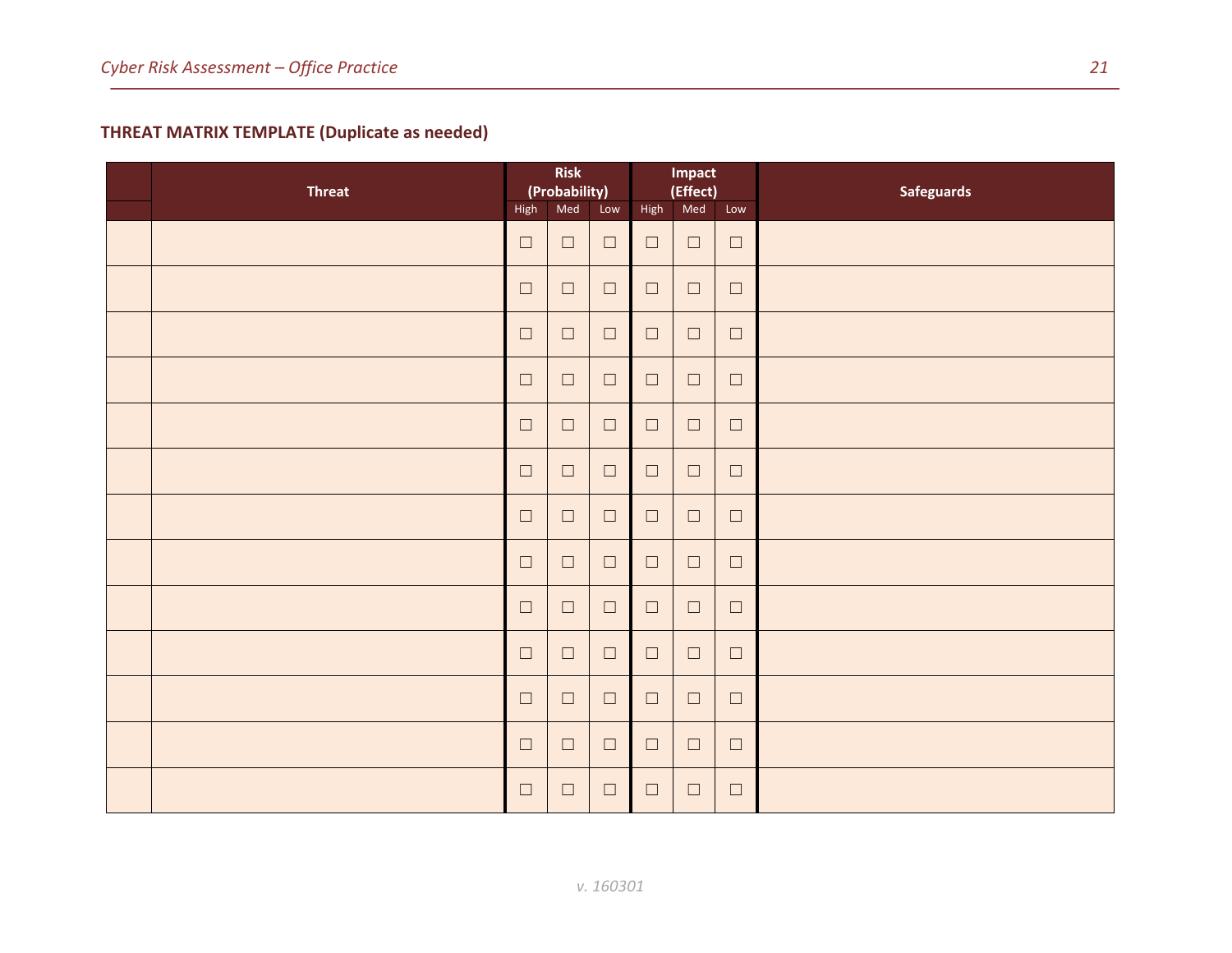**THREAT MATRIX TEMPLATE (Duplicate as needed)**

| | Threat | Risk (Probability) | | | Impact (Effect) | | | Safeguards |
|---|---|---|---|---|---|---|---|---|
| | | High | Med | Low | High | Med | Low | |
| | | ☐ | ☐ | ☐ | ☐ | ☐ | ☐ | |
| | | ☐ | ☐ | ☐ | ☐ | ☐ | ☐ | |
| | | ☐ | ☐ | ☐ | ☐ | ☐ | ☐ | |
| | | ☐ | ☐ | ☐ | ☐ | ☐ | ☐ | |
| | | ☐ | ☐ | ☐ | ☐ | ☐ | ☐ | |
| | | ☐ | ☐ | ☐ | ☐ | ☐ | ☐ | |
| | | ☐ | ☐ | ☐ | ☐ | ☐ | ☐ | |
| | | ☐ | ☐ | ☐ | ☐ | ☐ | ☐ | |
| | | ☐ | ☐ | ☐ | ☐ | ☐ | ☐ | |
| | | ☐ | ☐ | ☐ | ☐ | ☐ | ☐ | |
| | | ☐ | ☐ | ☐ | ☐ | ☐ | ☐ | |
| | | ☐ | ☐ | ☐ | ☐ | ☐ | ☐ | |
| | | ☐ | ☐ | ☐ | ☐ | ☐ | ☐ | |

*v. 160301*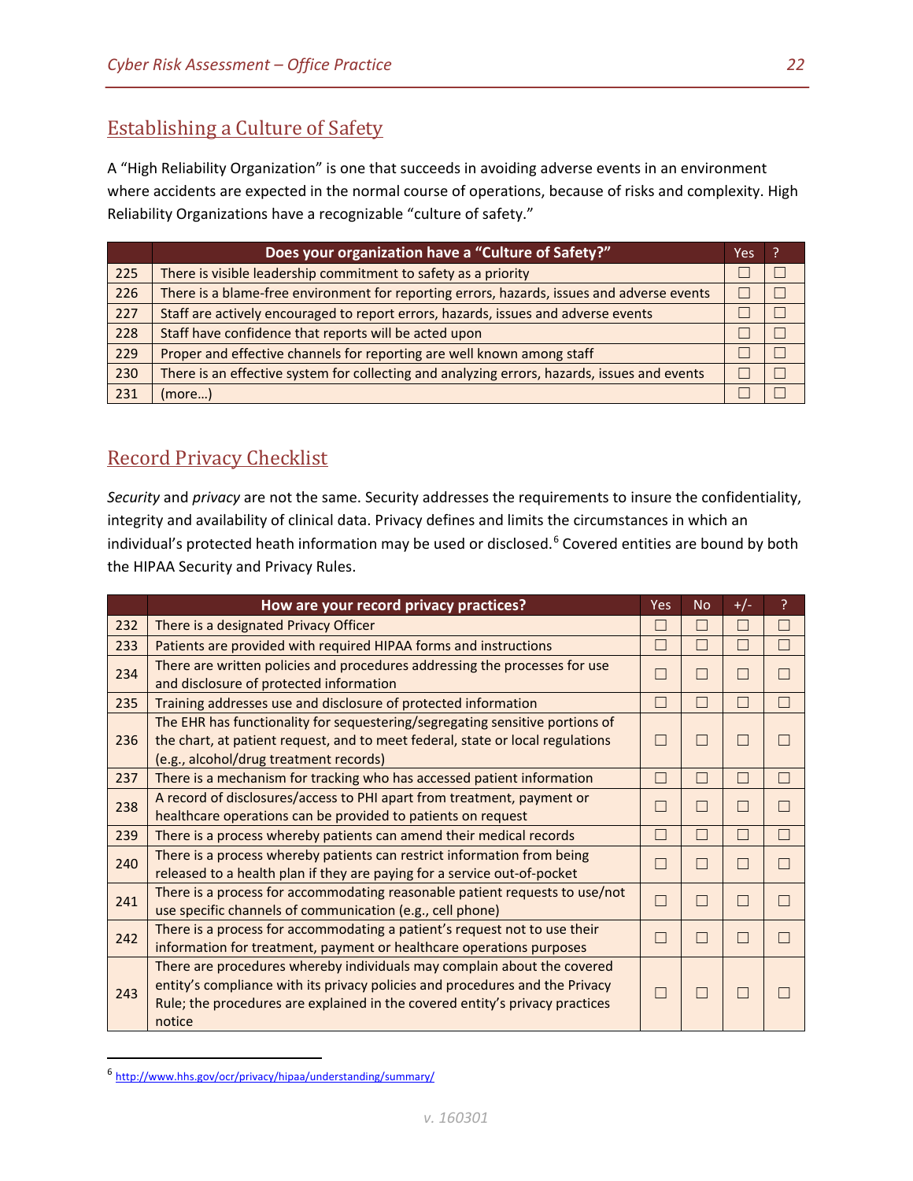## Establishing a Culture of Safety

A "High Reliability Organization" is one that succeeds in avoiding adverse events in an environment where accidents are expected in the normal course of operations, because of risks and complexity. High Reliability Organizations have a recognizable "culture of safety."

| | Does your organization have a "Culture of Safety?" | Yes | ? |
|---|---|---|---|
| 225 | There is visible leadership commitment to safety as a priority | ☐ | ☐ |
| 226 | There is a blame-free environment for reporting errors, hazards, issues and adverse events | ☐ | ☐ |
| 227 | Staff are actively encouraged to report errors, hazards, issues and adverse events | ☐ | ☐ |
| 228 | Staff have confidence that reports will be acted upon | ☐ | ☐ |
| 229 | Proper and effective channels for reporting are well known among staff | ☐ | ☐ |
| 230 | There is an effective system for collecting and analyzing errors, hazards, issues and events | ☐ | ☐ |
| 231 | (more…) | ☐ | ☐ |

## Record Privacy Checklist

*Security* and *privacy* are not the same. Security addresses the requirements to insure the confidentiality, integrity and availability of clinical data. Privacy defines and limits the circumstances in which an individual's protected heath information may be used or disclosed.[6] Covered entities are bound by both the HIPAA Security and Privacy Rules.

| | How are your record privacy practices? | Yes | No | +/- | ? |
|---|---|---|---|---|---|
| 232 | There is a designated Privacy Officer | ☐ | ☐ | ☐ | ☐ |
| 233 | Patients are provided with required HIPAA forms and instructions | ☐ | ☐ | ☐ | ☐ |
| 234 | There are written policies and procedures addressing the processes for use and disclosure of protected information | ☐ | ☐ | ☐ | ☐ |
| 235 | Training addresses use and disclosure of protected information | ☐ | ☐ | ☐ | ☐ |
| 236 | The EHR has functionality for sequestering/segregating sensitive portions of the chart, at patient request, and to meet federal, state or local regulations (e.g., alcohol/drug treatment records) | ☐ | ☐ | ☐ | ☐ |
| 237 | There is a mechanism for tracking who has accessed patient information | ☐ | ☐ | ☐ | ☐ |
| 238 | A record of disclosures/access to PHI apart from treatment, payment or healthcare operations can be provided to patients on request | ☐ | ☐ | ☐ | ☐ |
| 239 | There is a process whereby patients can amend their medical records | ☐ | ☐ | ☐ | ☐ |
| 240 | There is a process whereby patients can restrict information from being released to a health plan if they are paying for a service out-of-pocket | ☐ | ☐ | ☐ | ☐ |
| 241 | There is a process for accommodating reasonable patient requests to use/not use specific channels of communication (e.g., cell phone) | ☐ | ☐ | ☐ | ☐ |
| 242 | There is a process for accommodating a patient's request not to use their information for treatment, payment or healthcare operations purposes | ☐ | ☐ | ☐ | ☐ |
| 243 | There are procedures whereby individuals may complain about the covered entity's compliance with its privacy policies and procedures and the Privacy Rule; the procedures are explained in the covered entity's privacy practices notice | ☐ | ☐ | ☐ | ☐ |

[6] http://www.hhs.gov/ocr/privacy/hipaa/understanding/summary/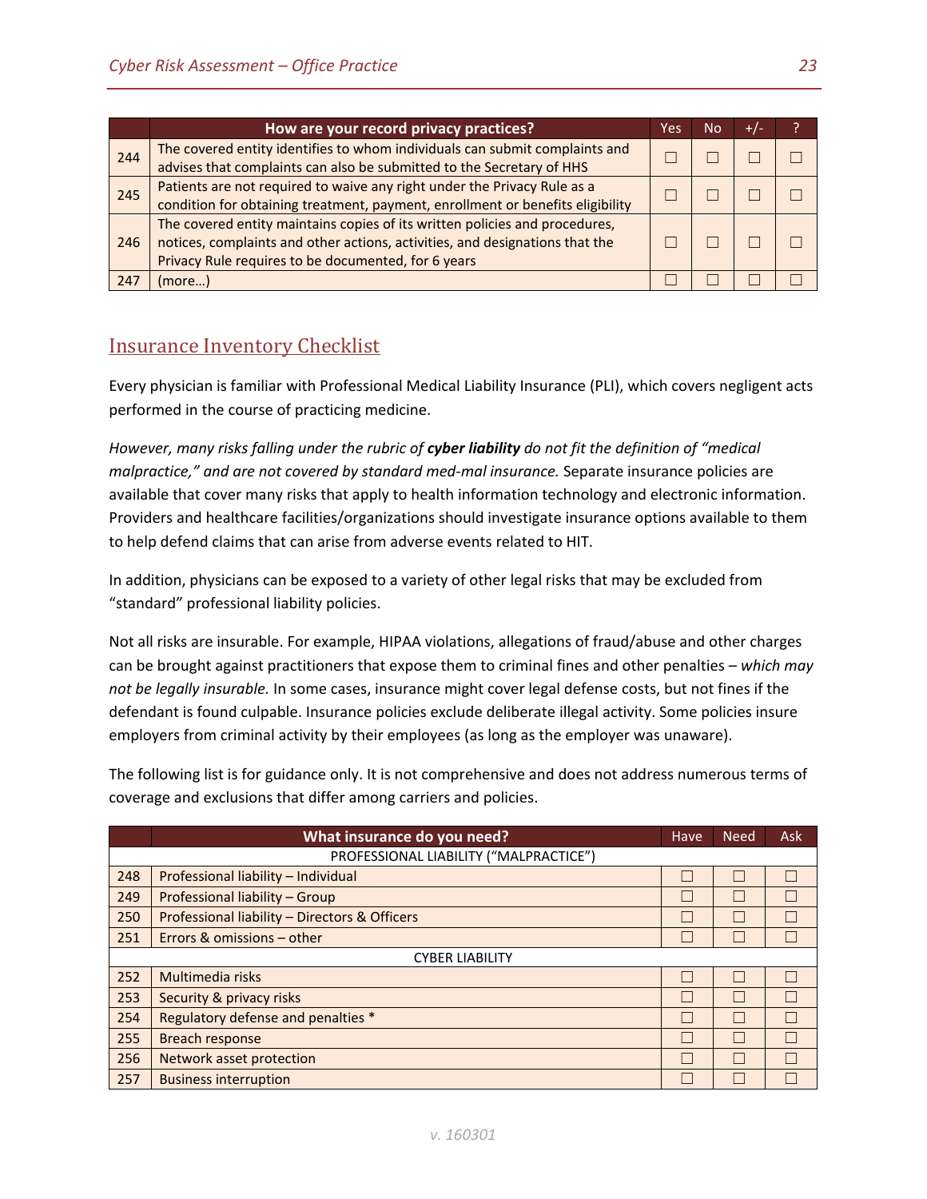| | How are your record privacy practices? | Yes | No | +/- | ? |
|---|---|---|---|---|---|
| 244 | The covered entity identifies to whom individuals can submit complaints and advises that complaints can also be submitted to the Secretary of HHS | ☐ | ☐ | ☐ | ☐ |
| 245 | Patients are not required to waive any right under the Privacy Rule as a condition for obtaining treatment, payment, enrollment or benefits eligibility | ☐ | ☐ | ☐ | ☐ |
| 246 | The covered entity maintains copies of its written policies and procedures, notices, complaints and other actions, activities, and designations that the Privacy Rule requires to be documented, for 6 years | ☐ | ☐ | ☐ | ☐ |
| 247 | (more…) | ☐ | ☐ | ☐ | ☐ |

## Insurance Inventory Checklist

Every physician is familiar with Professional Medical Liability Insurance (PLI), which covers negligent acts performed in the course of practicing medicine.

*However, many risks falling under the rubric of **cyber liability** do not fit the definition of "medical malpractice," and are not covered by standard med-mal insurance.* Separate insurance policies are available that cover many risks that apply to health information technology and electronic information. Providers and healthcare facilities/organizations should investigate insurance options available to them to help defend claims that can arise from adverse events related to HIT.

In addition, physicians can be exposed to a variety of other legal risks that may be excluded from "standard" professional liability policies.

Not all risks are insurable. For example, HIPAA violations, allegations of fraud/abuse and other charges can be brought against practitioners that expose them to criminal fines and other penalties – *which may not be legally insurable.* In some cases, insurance might cover legal defense costs, but not fines if the defendant is found culpable. Insurance policies exclude deliberate illegal activity. Some policies insure employers from criminal activity by their employees (as long as the employer was unaware).

The following list is for guidance only. It is not comprehensive and does not address numerous terms of coverage and exclusions that differ among carriers and policies.

| | What insurance do you need? | Have | Need | Ask |
|---|---|---|---|---|
| | PROFESSIONAL LIABILITY ("MALPRACTICE") | | | |
| 248 | Professional liability – Individual | ☐ | ☐ | ☐ |
| 249 | Professional liability – Group | ☐ | ☐ | ☐ |
| 250 | Professional liability – Directors & Officers | ☐ | ☐ | ☐ |
| 251 | Errors & omissions – other | ☐ | ☐ | ☐ |
| | CYBER LIABILITY | | | |
| 252 | Multimedia risks | ☐ | ☐ | ☐ |
| 253 | Security & privacy risks | ☐ | ☐ | ☐ |
| 254 | Regulatory defense and penalties * | ☐ | ☐ | ☐ |
| 255 | Breach response | ☐ | ☐ | ☐ |
| 256 | Network asset protection | ☐ | ☐ | ☐ |
| 257 | Business interruption | ☐ | ☐ | ☐ |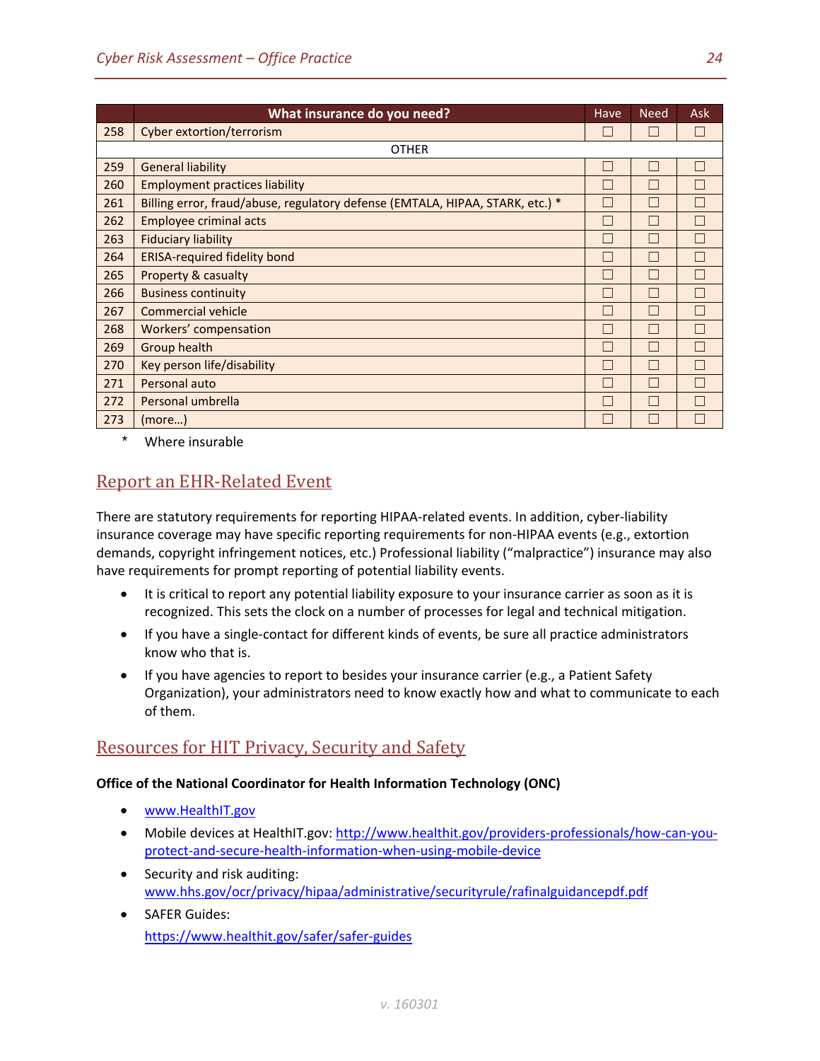| | What insurance do you need? | Have | Need | Ask |
|---|---|---|---|---|
| 258 | Cyber extortion/terrorism | ☐ | ☐ | ☐ |
| | OTHER | | | |
| 259 | General liability | ☐ | ☐ | ☐ |
| 260 | Employment practices liability | ☐ | ☐ | ☐ |
| 261 | Billing error, fraud/abuse, regulatory defense (EMTALA, HIPAA, STARK, etc.) * | ☐ | ☐ | ☐ |
| 262 | Employee criminal acts | ☐ | ☐ | ☐ |
| 263 | Fiduciary liability | ☐ | ☐ | ☐ |
| 264 | ERISA-required fidelity bond | ☐ | ☐ | ☐ |
| 265 | Property & casualty | ☐ | ☐ | ☐ |
| 266 | Business continuity | ☐ | ☐ | ☐ |
| 267 | Commercial vehicle | ☐ | ☐ | ☐ |
| 268 | Workers' compensation | ☐ | ☐ | ☐ |
| 269 | Group health | ☐ | ☐ | ☐ |
| 270 | Key person life/disability | ☐ | ☐ | ☐ |
| 271 | Personal auto | ☐ | ☐ | ☐ |
| 272 | Personal umbrella | ☐ | ☐ | ☐ |
| 273 | (more…) | ☐ | ☐ | ☐ |

\* Where insurable

## Report an EHR-Related Event

There are statutory requirements for reporting HIPAA-related events. In addition, cyber-liability insurance coverage may have specific reporting requirements for non-HIPAA events (e.g., extortion demands, copyright infringement notices, etc.) Professional liability ("malpractice") insurance may also have requirements for prompt reporting of potential liability events.

- It is critical to report any potential liability exposure to your insurance carrier as soon as it is recognized. This sets the clock on a number of processes for legal and technical mitigation.
- If you have a single-contact for different kinds of events, be sure all practice administrators know who that is.
- If you have agencies to report to besides your insurance carrier (e.g., a Patient Safety Organization), your administrators need to know exactly how and what to communicate to each of them.

## Resources for HIT Privacy, Security and Safety

**Office of the National Coordinator for Health Information Technology (ONC)**

- www.HealthIT.gov
- Mobile devices at HealthIT.gov: http://www.healthit.gov/providers-professionals/how-can-you-protect-and-secure-health-information-when-using-mobile-device
- Security and risk auditing: www.hhs.gov/ocr/privacy/hipaa/administrative/securityrule/rafinalguidancepdf.pdf
- SAFER Guides: https://www.healthit.gov/safer/safer-guides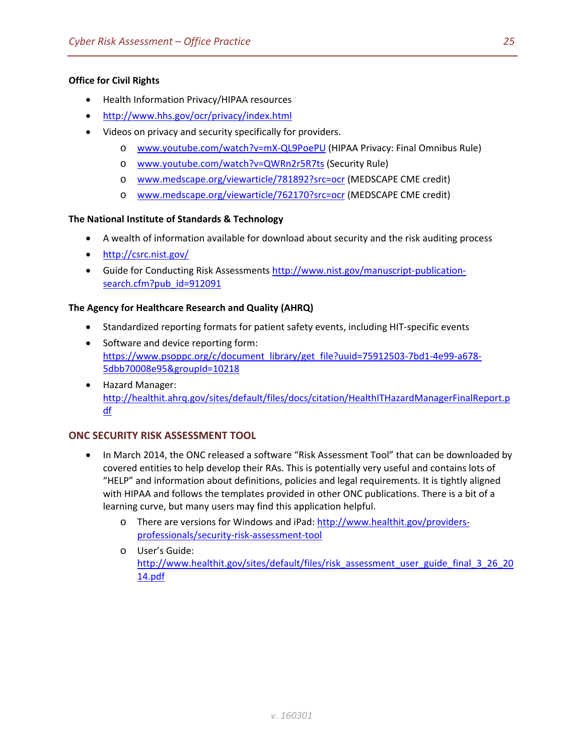**Office for Civil Rights**

- Health Information Privacy/HIPAA resources
- http://www.hhs.gov/ocr/privacy/index.html
- Videos on privacy and security specifically for providers.
    - www.youtube.com/watch?v=mX-QL9PoePU (HIPAA Privacy: Final Omnibus Rule)
    - www.youtube.com/watch?v=QWRn2r5R7ts (Security Rule)
    - www.medscape.org/viewarticle/781892?src=ocr (MEDSCAPE CME credit)
    - www.medscape.org/viewarticle/762170?src=ocr (MEDSCAPE CME credit)

**The National Institute of Standards & Technology**

- A wealth of information available for download about security and the risk auditing process
- http://csrc.nist.gov/
- Guide for Conducting Risk Assessments http://www.nist.gov/manuscript-publication-search.cfm?pub_id=912091

**The Agency for Healthcare Research and Quality (AHRQ)**

- Standardized reporting formats for patient safety events, including HIT-specific events
- Software and device reporting form: https://www.psoppc.org/c/document_library/get_file?uuid=75912503-7bd1-4e99-a678-5dbb70008e95&groupId=10218
- Hazard Manager: http://healthit.ahrq.gov/sites/default/files/docs/citation/HealthITHazardManagerFinalReport.pdf

## ONC SECURITY RISK ASSESSMENT TOOL

- In March 2014, the ONC released a software "Risk Assessment Tool" that can be downloaded by covered entities to help develop their RAs. This is potentially very useful and contains lots of "HELP" and information about definitions, policies and legal requirements. It is tightly aligned with HIPAA and follows the templates provided in other ONC publications. There is a bit of a learning curve, but many users may find this application helpful.
    - There are versions for Windows and iPad: http://www.healthit.gov/providers-professionals/security-risk-assessment-tool
    - User's Guide: http://www.healthit.gov/sites/default/files/risk_assessment_user_guide_final_3_26_2014.pdf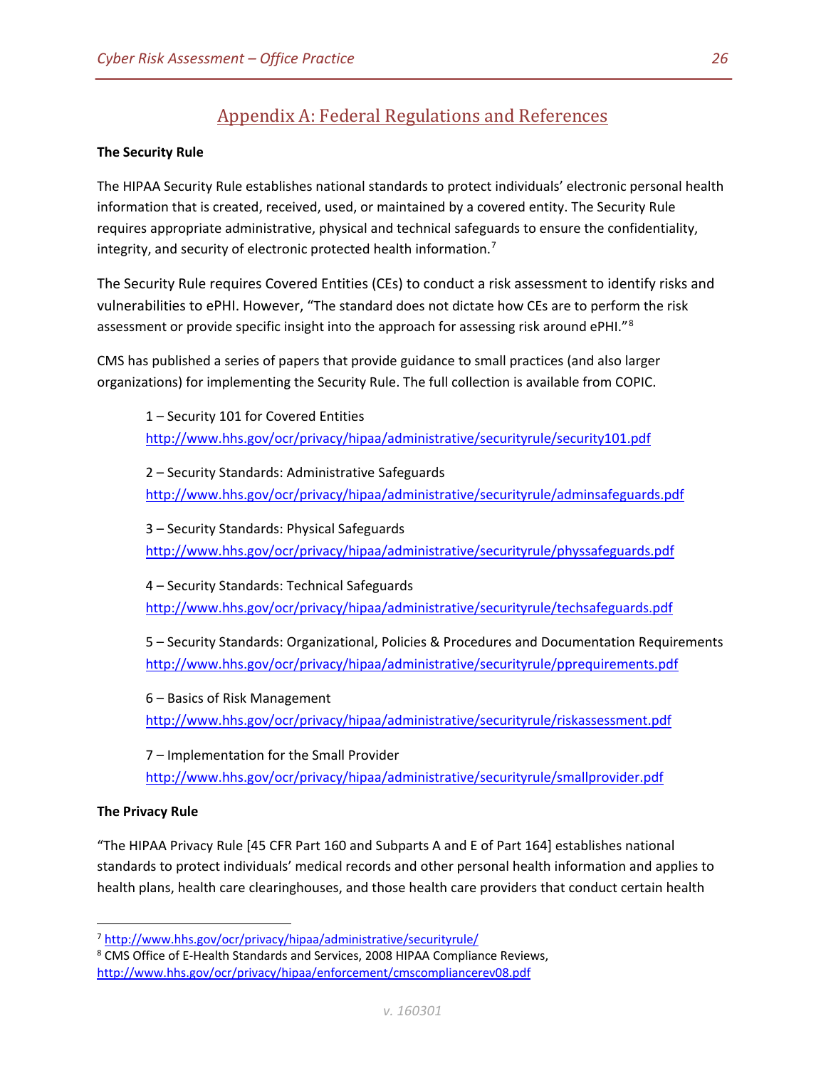## Appendix A: Federal Regulations and References

**The Security Rule**

The HIPAA Security Rule establishes national standards to protect individuals' electronic personal health information that is created, received, used, or maintained by a covered entity. The Security Rule requires appropriate administrative, physical and technical safeguards to ensure the confidentiality, integrity, and security of electronic protected health information.[7]

The Security Rule requires Covered Entities (CEs) to conduct a risk assessment to identify risks and vulnerabilities to ePHI. However, "The standard does not dictate how CEs are to perform the risk assessment or provide specific insight into the approach for assessing risk around ePHI."[8]

CMS has published a series of papers that provide guidance to small practices (and also larger organizations) for implementing the Security Rule. The full collection is available from COPIC.

1 – Security 101 for Covered Entities
http://www.hhs.gov/ocr/privacy/hipaa/administrative/securityrule/security101.pdf

2 – Security Standards: Administrative Safeguards
http://www.hhs.gov/ocr/privacy/hipaa/administrative/securityrule/adminsafeguards.pdf

3 – Security Standards: Physical Safeguards
http://www.hhs.gov/ocr/privacy/hipaa/administrative/securityrule/physsafeguards.pdf

4 – Security Standards: Technical Safeguards
http://www.hhs.gov/ocr/privacy/hipaa/administrative/securityrule/techsafeguards.pdf

5 – Security Standards: Organizational, Policies & Procedures and Documentation Requirements
http://www.hhs.gov/ocr/privacy/hipaa/administrative/securityrule/pprequirements.pdf

6 – Basics of Risk Management
http://www.hhs.gov/ocr/privacy/hipaa/administrative/securityrule/riskassessment.pdf

7 – Implementation for the Small Provider
http://www.hhs.gov/ocr/privacy/hipaa/administrative/securityrule/smallprovider.pdf

**The Privacy Rule**

"The HIPAA Privacy Rule [45 CFR Part 160 and Subparts A and E of Part 164] establishes national standards to protect individuals' medical records and other personal health information and applies to health plans, health care clearinghouses, and those health care providers that conduct certain health

---

[7] http://www.hhs.gov/ocr/privacy/hipaa/administrative/securityrule/

[8] CMS Office of E-Health Standards and Services, 2008 HIPAA Compliance Reviews, http://www.hhs.gov/ocr/privacy/hipaa/enforcement/cmscompliancerev08.pdf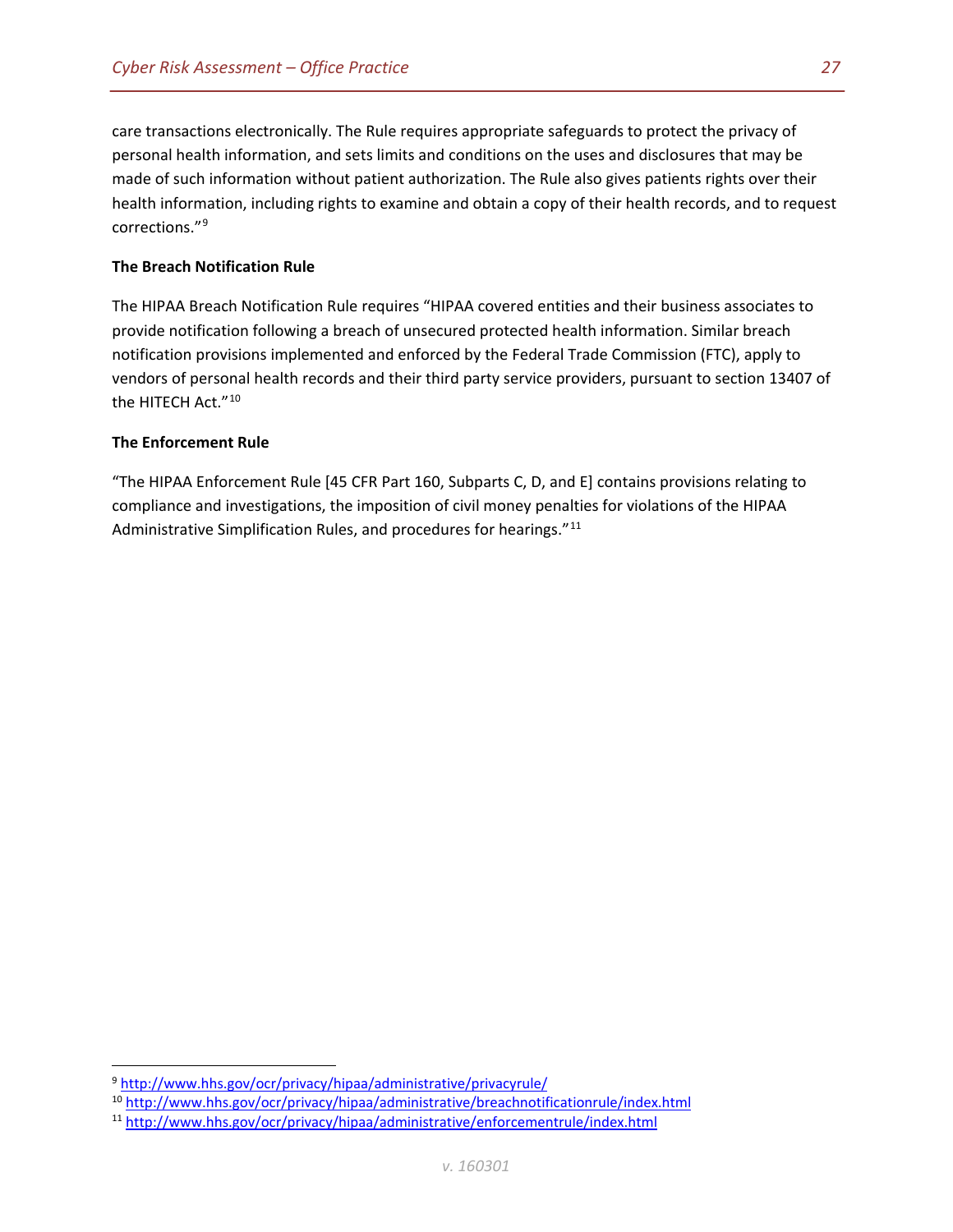care transactions electronically. The Rule requires appropriate safeguards to protect the privacy of personal health information, and sets limits and conditions on the uses and disclosures that may be made of such information without patient authorization. The Rule also gives patients rights over their health information, including rights to examine and obtain a copy of their health records, and to request corrections."[9]

**The Breach Notification Rule**

The HIPAA Breach Notification Rule requires "HIPAA covered entities and their business associates to provide notification following a breach of unsecured protected health information. Similar breach notification provisions implemented and enforced by the Federal Trade Commission (FTC), apply to vendors of personal health records and their third party service providers, pursuant to section 13407 of the HITECH Act."[10]

**The Enforcement Rule**

"The HIPAA Enforcement Rule [45 CFR Part 160, Subparts C, D, and E] contains provisions relating to compliance and investigations, the imposition of civil money penalties for violations of the HIPAA Administrative Simplification Rules, and procedures for hearings."[11]

---

[9] http://www.hhs.gov/ocr/privacy/hipaa/administrative/privacyrule/

[10] http://www.hhs.gov/ocr/privacy/hipaa/administrative/breachnotificationrule/index.html

[11] http://www.hhs.gov/ocr/privacy/hipaa/administrative/enforcementrule/index.html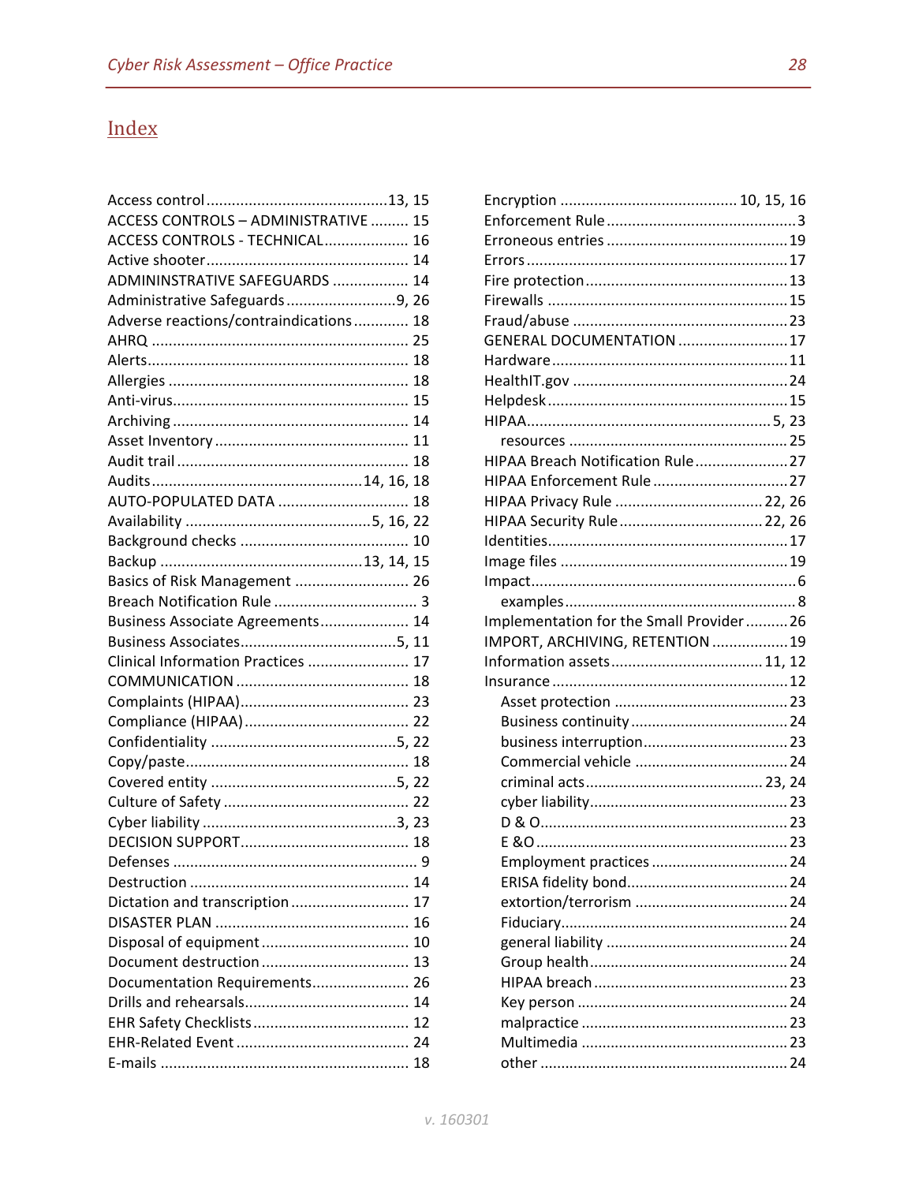# Index

Access control ...........................................13, 15
ACCESS CONTROLS – ADMINISTRATIVE ......... 15
ACCESS CONTROLS - TECHNICAL .................... 16
Active shooter ................................................ 14
ADMININSTRATIVE SAFEGUARDS .................. 14
Administrative Safeguards ..........................9, 26
Adverse reactions/contraindications ............. 18
AHRQ ............................................................. 25
Alerts .............................................................. 18
Allergies ......................................................... 18
Anti-virus ........................................................ 15
Archiving ........................................................ 14
Asset Inventory .............................................. 11
Audit trail ....................................................... 18
Audits .................................................14, 16, 18
AUTO-POPULATED DATA ............................... 18
Availability ...........................................5, 16, 22
Background checks ........................................ 10
Backup ...............................................13, 14, 15
Basics of Risk Management ........................... 26
Breach Notification Rule .................................. 3
Business Associate Agreements ..................... 14
Business Associates .....................................5, 11
Clinical Information Practices ........................ 17
COMMUNICATION ......................................... 18
Complaints (HIPAA) ........................................ 23
Compliance (HIPAA) ....................................... 22
Confidentiality ...........................................5, 22
Copy/paste ..................................................... 18
Covered entity ...........................................5, 22
Culture of Safety ............................................ 22
Cyber liability .............................................3, 23
DECISION SUPPORT........................................ 18
Defenses ........................................................... 9
Destruction .................................................... 14
Dictation and transcription ............................ 17
DISASTER PLAN .............................................. 16
Disposal of equipment ................................... 10
Document destruction ................................... 13
Documentation Requirements ....................... 26
Drills and rehearsals ....................................... 14
EHR Safety Checklists ..................................... 12
EHR-Related Event ......................................... 24
E-mails ........................................................... 18
Encryption ..........................................10, 15, 16
Enforcement Rule ............................................. 3
Erroneous entries ........................................... 19
Errors .............................................................. 17
Fire protection ................................................ 13
Firewalls ......................................................... 15
Fraud/abuse ................................................... 23
GENERAL DOCUMENTATION .......................... 17
Hardware ........................................................ 11
HealthIT.gov ................................................... 24
Helpdesk ......................................................... 15
HIPAA ..........................................................5, 23
  resources .................................................... 25
HIPAA Breach Notification Rule ...................... 27
HIPAA Enforcement Rule ................................ 27
HIPAA Privacy Rule ...................................22, 26
HIPAA Security Rule ..................................22, 26
Identities ......................................................... 17
Image files ...................................................... 19
Impact ............................................................... 6
  examples ....................................................... 8
Implementation for the Small Provider .......... 26
IMPORT, ARCHIVING, RETENTION .................. 19
Information assets ....................................11, 12
Insurance ........................................................ 12
  Asset protection .......................................... 23
  Business continuity ..................................... 24
  business interruption .................................. 23
  Commercial vehicle .................................... 24
  criminal acts ..........................................23, 24
  cyber liability ............................................... 23
  D & O ........................................................... 23
  E &O ............................................................ 23
  Employment practices ................................ 24
  ERISA fidelity bond ...................................... 24
  extortion/terrorism ..................................... 24
  Fiduciary ...................................................... 24
  general liability ........................................... 24
  Group health ............................................... 24
  HIPAA breach .............................................. 23
  Key person .................................................. 24
  malpractice ................................................. 23
  Multimedia .................................................. 23
  other ........................................................... 24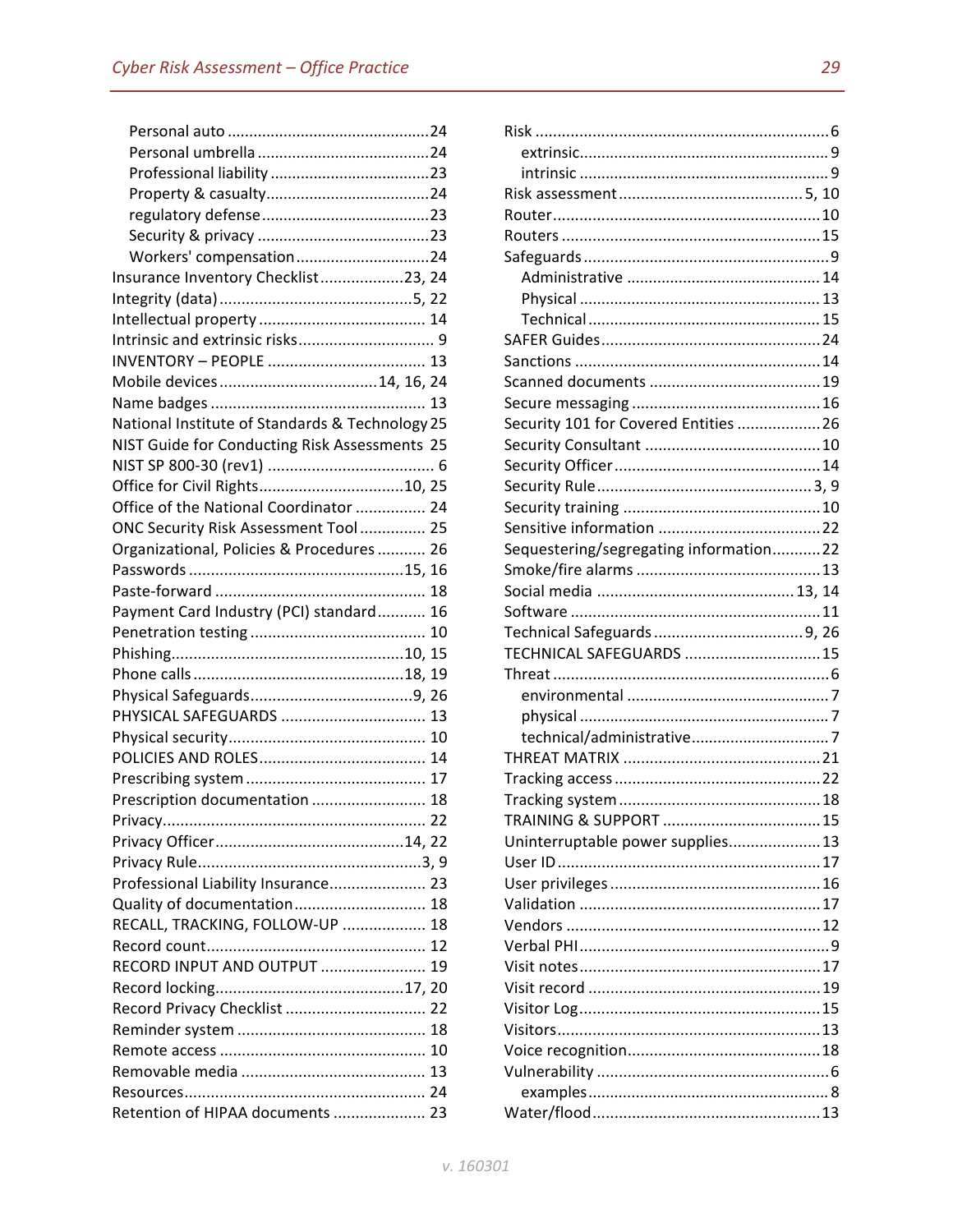- Personal auto .......... 24
- Personal umbrella .......... 24
- Professional liability .......... 23
- Property & casualty .......... 24
- regulatory defense .......... 23
- Security & privacy .......... 23
- Workers' compensation .......... 24

Insurance Inventory Checklist .......... 23, 24
Integrity (data) .......... 5, 22
Intellectual property .......... 14
Intrinsic and extrinsic risks .......... 9
INVENTORY – PEOPLE .......... 13
Mobile devices .......... 14, 16, 24
Name badges .......... 13
National Institute of Standards & Technology 25
NIST Guide for Conducting Risk Assessments 25
NIST SP 800-30 (rev1) .......... 6
Office for Civil Rights .......... 10, 25
Office of the National Coordinator .......... 24
ONC Security Risk Assessment Tool .......... 25
Organizational, Policies & Procedures .......... 26
Passwords .......... 15, 16
Paste-forward .......... 18
Payment Card Industry (PCI) standard .......... 16
Penetration testing .......... 10
Phishing .......... 10, 15
Phone calls .......... 18, 19
Physical Safeguards .......... 9, 26
PHYSICAL SAFEGUARDS .......... 13
Physical security .......... 10
POLICIES AND ROLES .......... 14
Prescribing system .......... 17
Prescription documentation .......... 18
Privacy .......... 22
Privacy Officer .......... 14, 22
Privacy Rule .......... 3, 9
Professional Liability Insurance .......... 23
Quality of documentation .......... 18
RECALL, TRACKING, FOLLOW-UP .......... 18
Record count .......... 12
RECORD INPUT AND OUTPUT .......... 19
Record locking .......... 17, 20
Record Privacy Checklist .......... 22
Reminder system .......... 18
Remote access .......... 10
Removable media .......... 13
Resources .......... 24
Retention of HIPAA documents .......... 23

Risk .......... 6
- extrinsic .......... 9
- intrinsic .......... 9

Risk assessment .......... 5, 10
Router .......... 10
Routers .......... 15
Safeguards .......... 9
- Administrative .......... 14
- Physical .......... 13
- Technical .......... 15

SAFER Guides .......... 24
Sanctions .......... 14
Scanned documents .......... 19
Secure messaging .......... 16
Security 101 for Covered Entities .......... 26
Security Consultant .......... 10
Security Officer .......... 14
Security Rule .......... 3, 9
Security training .......... 10
Sensitive information .......... 22
Sequestering/segregating information .......... 22
Smoke/fire alarms .......... 13
Social media .......... 13, 14
Software .......... 11
Technical Safeguards .......... 9, 26
TECHNICAL SAFEGUARDS .......... 15
Threat .......... 6
- environmental .......... 7
- physical .......... 7
- technical/administrative .......... 7

THREAT MATRIX .......... 21
Tracking access .......... 22
Tracking system .......... 18
TRAINING & SUPPORT .......... 15
Uninterruptable power supplies .......... 13
User ID .......... 17
User privileges .......... 16
Validation .......... 17
Vendors .......... 12
Verbal PHI .......... 9
Visit notes .......... 17
Visit record .......... 19
Visitor Log .......... 15
Visitors .......... 13
Voice recognition .......... 18
Vulnerability .......... 6
- examples .......... 8

Water/flood .......... 13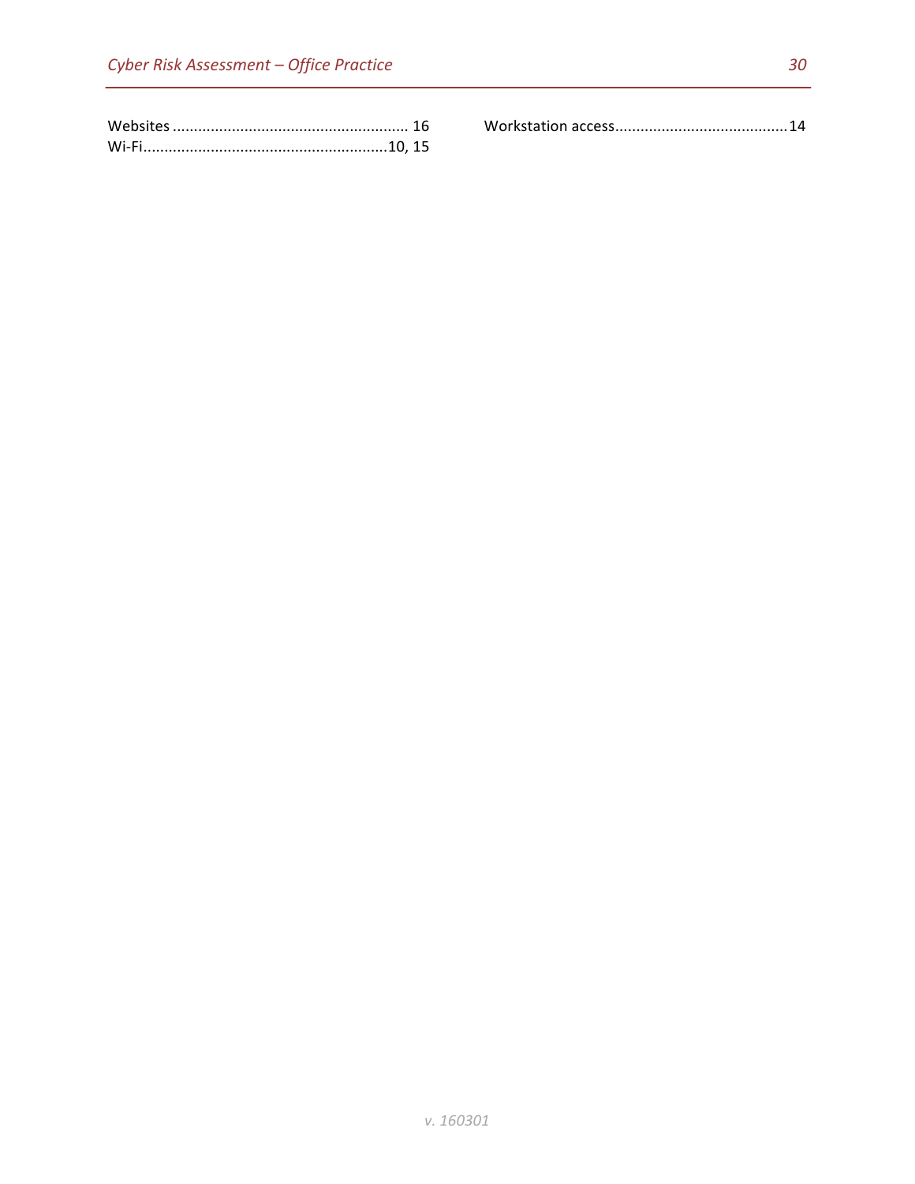Websites ........................................................ 16
Wi-Fi..........................................................10, 15
Workstation access.........................................14